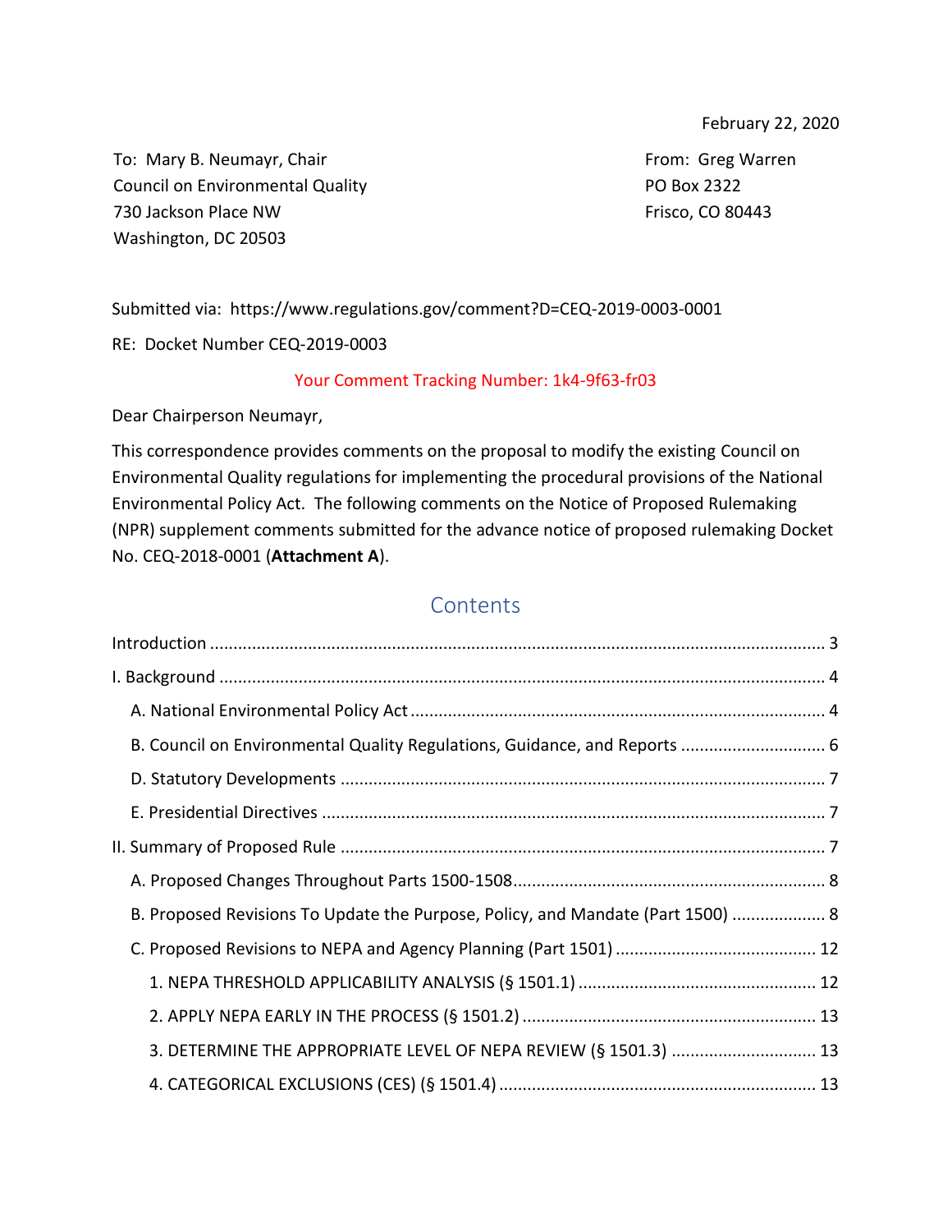February 22, 2020

To: Mary B. Neumayr, Chair
Council on Environmental Quality
730 Jackson Place NW
Washington, DC 20503

From: Greg Warren
PO Box 2322
Frisco, CO 80443

Submitted via: https://www.regulations.gov/comment?D=CEQ-2019-0003-0001

RE: Docket Number CEQ-2019-0003

Your Comment Tracking Number: 1k4-9f63-fr03

Dear Chairperson Neumayr,

This correspondence provides comments on the proposal to modify the existing Council on Environmental Quality regulations for implementing the procedural provisions of the National Environmental Policy Act. The following comments on the Notice of Proposed Rulemaking (NPR) supplement comments submitted for the advance notice of proposed rulemaking Docket No. CEQ-2018-0001 (**Attachment A**).

## Contents

- Introduction ..... 3
- I. Background ..... 4
  - A. National Environmental Policy Act ..... 4
  - B. Council on Environmental Quality Regulations, Guidance, and Reports ..... 6
  - D. Statutory Developments ..... 7
  - E. Presidential Directives ..... 7
- II. Summary of Proposed Rule ..... 7
  - A. Proposed Changes Throughout Parts 1500-1508 ..... 8
  - B. Proposed Revisions To Update the Purpose, Policy, and Mandate (Part 1500) ..... 8
  - C. Proposed Revisions to NEPA and Agency Planning (Part 1501) ..... 12
    - 1. NEPA THRESHOLD APPLICABILITY ANALYSIS (§ 1501.1) ..... 12
    - 2. APPLY NEPA EARLY IN THE PROCESS (§ 1501.2) ..... 13
    - 3. DETERMINE THE APPROPRIATE LEVEL OF NEPA REVIEW (§ 1501.3) ..... 13
    - 4. CATEGORICAL EXCLUSIONS (CES) (§ 1501.4) ..... 13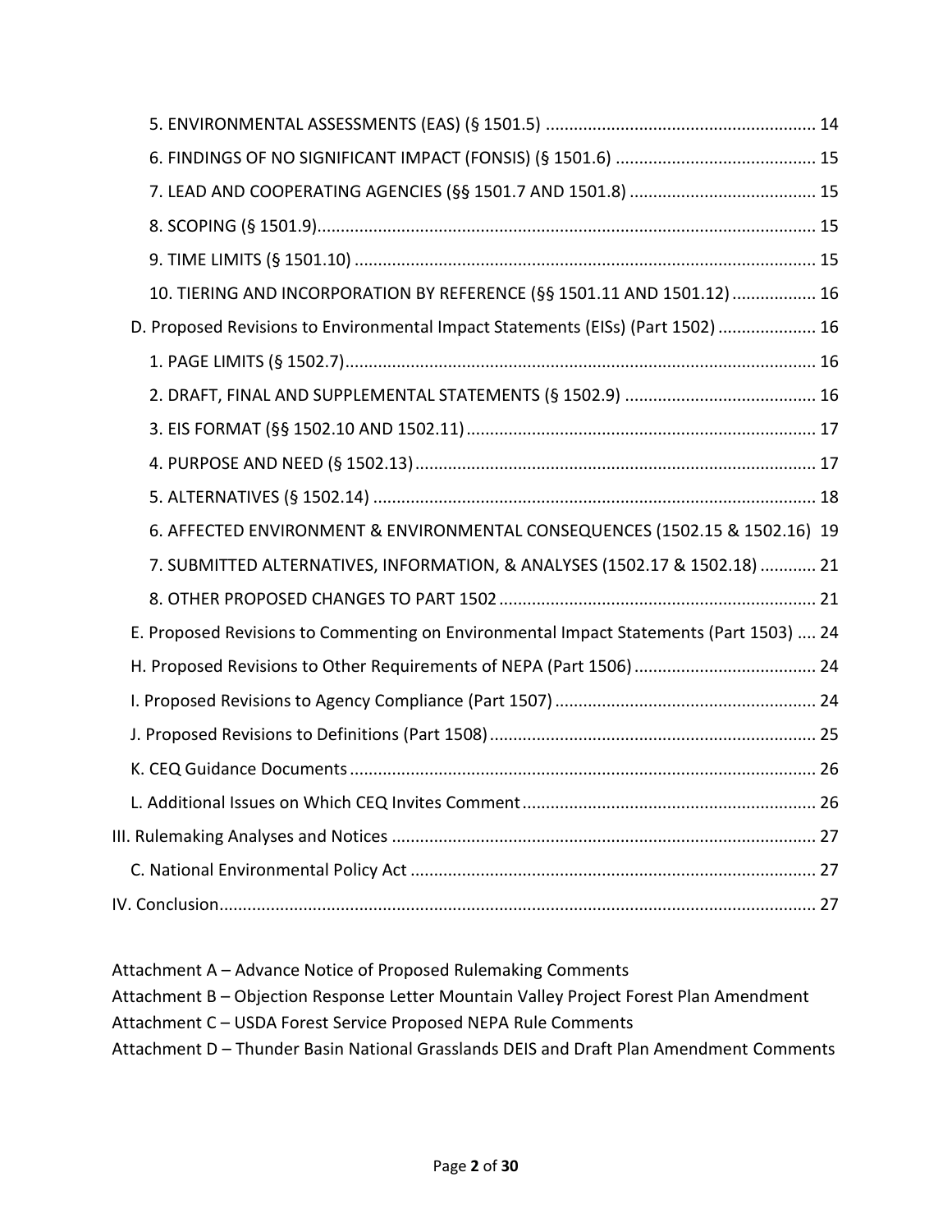- 5. ENVIRONMENTAL ASSESSMENTS (EAS) (§ 1501.5) ......................................................... 14
- 6. FINDINGS OF NO SIGNIFICANT IMPACT (FONSIS) (§ 1501.6) .......................................... 15
- 7. LEAD AND COOPERATING AGENCIES (§§ 1501.7 AND 1501.8) ........................................ 15
- 8. SCOPING (§ 1501.9)......................................................................................................... 15
- 9. TIME LIMITS (§ 1501.10) .................................................................................................. 15
- 10. TIERING AND INCORPORATION BY REFERENCE (§§ 1501.11 AND 1501.12) .................. 16

D. Proposed Revisions to Environmental Impact Statements (EISs) (Part 1502) ..................... 16

- 1. PAGE LIMITS (§ 1502.7).................................................................................................... 16
- 2. DRAFT, FINAL AND SUPPLEMENTAL STATEMENTS (§ 1502.9) ......................................... 16
- 3. EIS FORMAT (§§ 1502.10 AND 1502.11) .......................................................................... 17
- 4. PURPOSE AND NEED (§ 1502.13)..................................................................................... 17
- 5. ALTERNATIVES (§ 1502.14) .............................................................................................. 18
- 6. AFFECTED ENVIRONMENT & ENVIRONMENTAL CONSEQUENCES (1502.15 & 1502.16) 19
- 7. SUBMITTED ALTERNATIVES, INFORMATION, & ANALYSES (1502.17 & 1502.18) ............ 21
- 8. OTHER PROPOSED CHANGES TO PART 1502 .................................................................. 21

E. Proposed Revisions to Commenting on Environmental Impact Statements (Part 1503) .... 24

H. Proposed Revisions to Other Requirements of NEPA (Part 1506) ....................................... 24

I. Proposed Revisions to Agency Compliance (Part 1507) ....................................................... 24

J. Proposed Revisions to Definitions (Part 1508) ..................................................................... 25

K. CEQ Guidance Documents ................................................................................................... 26

L. Additional Issues on Which CEQ Invites Comment .............................................................. 26

III. Rulemaking Analyses and Notices .......................................................................................... 27

C. National Environmental Policy Act ...................................................................................... 27

IV. Conclusion............................................................................................................................... 27

Attachment A – Advance Notice of Proposed Rulemaking Comments
Attachment B – Objection Response Letter Mountain Valley Project Forest Plan Amendment
Attachment C – USDA Forest Service Proposed NEPA Rule Comments
Attachment D – Thunder Basin National Grasslands DEIS and Draft Plan Amendment Comments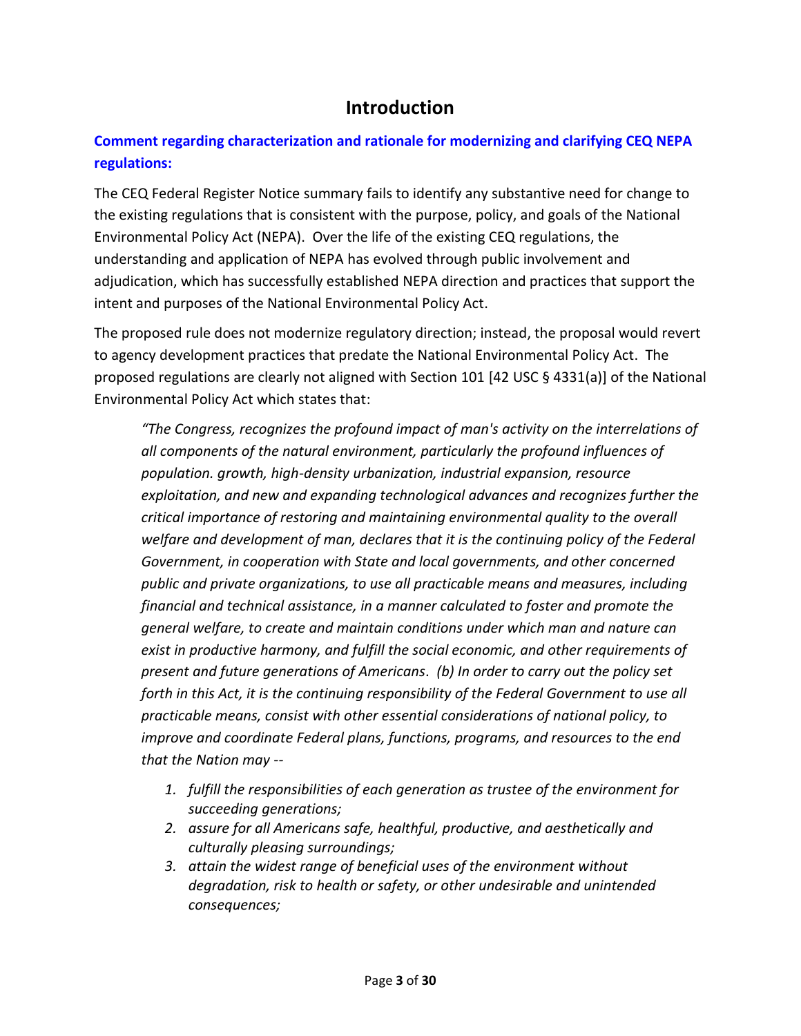# Introduction

## Comment regarding characterization and rationale for modernizing and clarifying CEQ NEPA regulations:

The CEQ Federal Register Notice summary fails to identify any substantive need for change to the existing regulations that is consistent with the purpose, policy, and goals of the National Environmental Policy Act (NEPA). Over the life of the existing CEQ regulations, the understanding and application of NEPA has evolved through public involvement and adjudication, which has successfully established NEPA direction and practices that support the intent and purposes of the National Environmental Policy Act.

The proposed rule does not modernize regulatory direction; instead, the proposal would revert to agency development practices that predate the National Environmental Policy Act. The proposed regulations are clearly not aligned with Section 101 [42 USC § 4331(a)] of the National Environmental Policy Act which states that:

> *"The Congress, recognizes the profound impact of man's activity on the interrelations of all components of the natural environment, particularly the profound influences of population. growth, high-density urbanization, industrial expansion, resource exploitation, and new and expanding technological advances and recognizes further the critical importance of restoring and maintaining environmental quality to the overall welfare and development of man, declares that it is the continuing policy of the Federal Government, in cooperation with State and local governments, and other concerned public and private organizations, to use all practicable means and measures, including financial and technical assistance, in a manner calculated to foster and promote the general welfare, to create and maintain conditions under which man and nature can exist in productive harmony, and fulfill the social economic, and other requirements of present and future generations of Americans. (b) In order to carry out the policy set forth in this Act, it is the continuing responsibility of the Federal Government to use all practicable means, consist with other essential considerations of national policy, to improve and coordinate Federal plans, functions, programs, and resources to the end that the Nation may --*
>
> 1. *fulfill the responsibilities of each generation as trustee of the environment for succeeding generations;*
> 2. *assure for all Americans safe, healthful, productive, and aesthetically and culturally pleasing surroundings;*
> 3. *attain the widest range of beneficial uses of the environment without degradation, risk to health or safety, or other undesirable and unintended consequences;*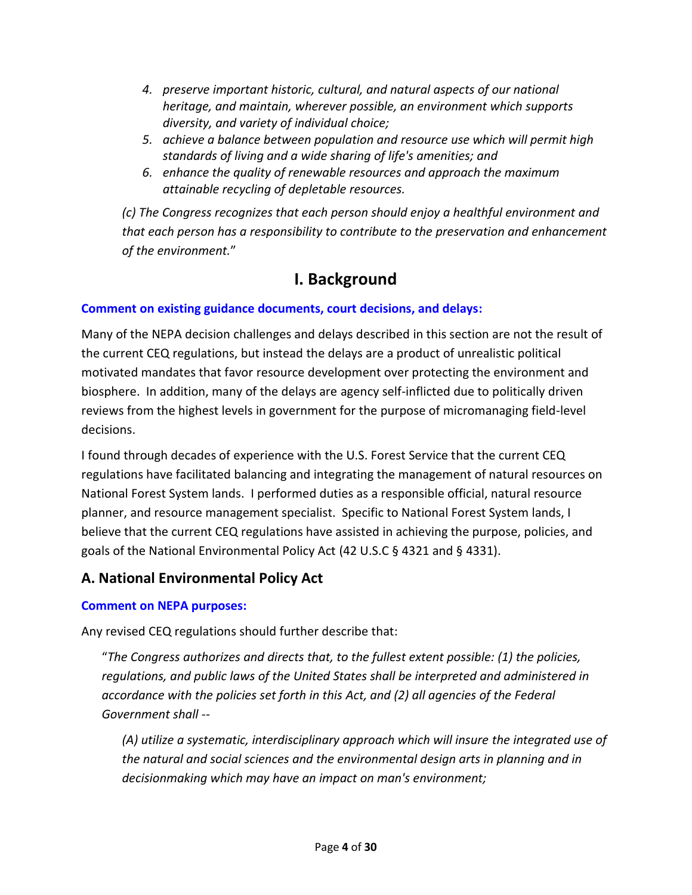4. *preserve important historic, cultural, and natural aspects of our national heritage, and maintain, wherever possible, an environment which supports diversity, and variety of individual choice;*
5. *achieve a balance between population and resource use which will permit high standards of living and a wide sharing of life's amenities; and*
6. *enhance the quality of renewable resources and approach the maximum attainable recycling of depletable resources.*

*(c) The Congress recognizes that each person should enjoy a healthful environment and that each person has a responsibility to contribute to the preservation and enhancement of the environment.*"

# I. Background

**Comment on existing guidance documents, court decisions, and delays:**

Many of the NEPA decision challenges and delays described in this section are not the result of the current CEQ regulations, but instead the delays are a product of unrealistic political motivated mandates that favor resource development over protecting the environment and biosphere. In addition, many of the delays are agency self-inflicted due to politically driven reviews from the highest levels in government for the purpose of micromanaging field-level decisions.

I found through decades of experience with the U.S. Forest Service that the current CEQ regulations have facilitated balancing and integrating the management of natural resources on National Forest System lands. I performed duties as a responsible official, natural resource planner, and resource management specialist. Specific to National Forest System lands, I believe that the current CEQ regulations have assisted in achieving the purpose, policies, and goals of the National Environmental Policy Act (42 U.S.C § 4321 and § 4331).

## A. National Environmental Policy Act

**Comment on NEPA purposes:**

Any revised CEQ regulations should further describe that:

> "*The Congress authorizes and directs that, to the fullest extent possible: (1) the policies, regulations, and public laws of the United States shall be interpreted and administered in accordance with the policies set forth in this Act, and (2) all agencies of the Federal Government shall --*
>
> > *(A) utilize a systematic, interdisciplinary approach which will insure the integrated use of the natural and social sciences and the environmental design arts in planning and in decisionmaking which may have an impact on man's environment;*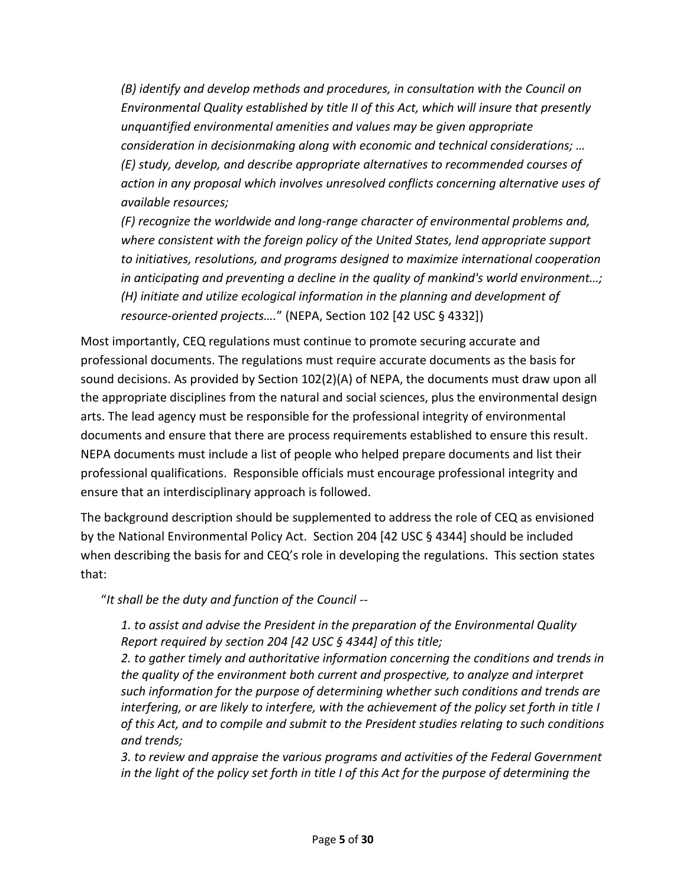*(B) identify and develop methods and procedures, in consultation with the Council on Environmental Quality established by title II of this Act, which will insure that presently unquantified environmental amenities and values may be given appropriate consideration in decisionmaking along with economic and technical considerations; …*
*(E) study, develop, and describe appropriate alternatives to recommended courses of action in any proposal which involves unresolved conflicts concerning alternative uses of available resources;*
*(F) recognize the worldwide and long-range character of environmental problems and, where consistent with the foreign policy of the United States, lend appropriate support to initiatives, resolutions, and programs designed to maximize international cooperation in anticipating and preventing a decline in the quality of mankind's world environment…;*
*(H) initiate and utilize ecological information in the planning and development of resource-oriented projects….*" (NEPA, Section 102 [42 USC § 4332])

Most importantly, CEQ regulations must continue to promote securing accurate and professional documents. The regulations must require accurate documents as the basis for sound decisions. As provided by Section 102(2)(A) of NEPA, the documents must draw upon all the appropriate disciplines from the natural and social sciences, plus the environmental design arts. The lead agency must be responsible for the professional integrity of environmental documents and ensure that there are process requirements established to ensure this result. NEPA documents must include a list of people who helped prepare documents and list their professional qualifications. Responsible officials must encourage professional integrity and ensure that an interdisciplinary approach is followed.

The background description should be supplemented to address the role of CEQ as envisioned by the National Environmental Policy Act. Section 204 [42 USC § 4344] should be included when describing the basis for and CEQ's role in developing the regulations. This section states that:

"*It shall be the duty and function of the Council --*

*1. to assist and advise the President in the preparation of the Environmental Quality Report required by section 204 [42 USC § 4344] of this title;*
*2. to gather timely and authoritative information concerning the conditions and trends in the quality of the environment both current and prospective, to analyze and interpret such information for the purpose of determining whether such conditions and trends are interfering, or are likely to interfere, with the achievement of the policy set forth in title I of this Act, and to compile and submit to the President studies relating to such conditions and trends;*
*3. to review and appraise the various programs and activities of the Federal Government in the light of the policy set forth in title I of this Act for the purpose of determining the*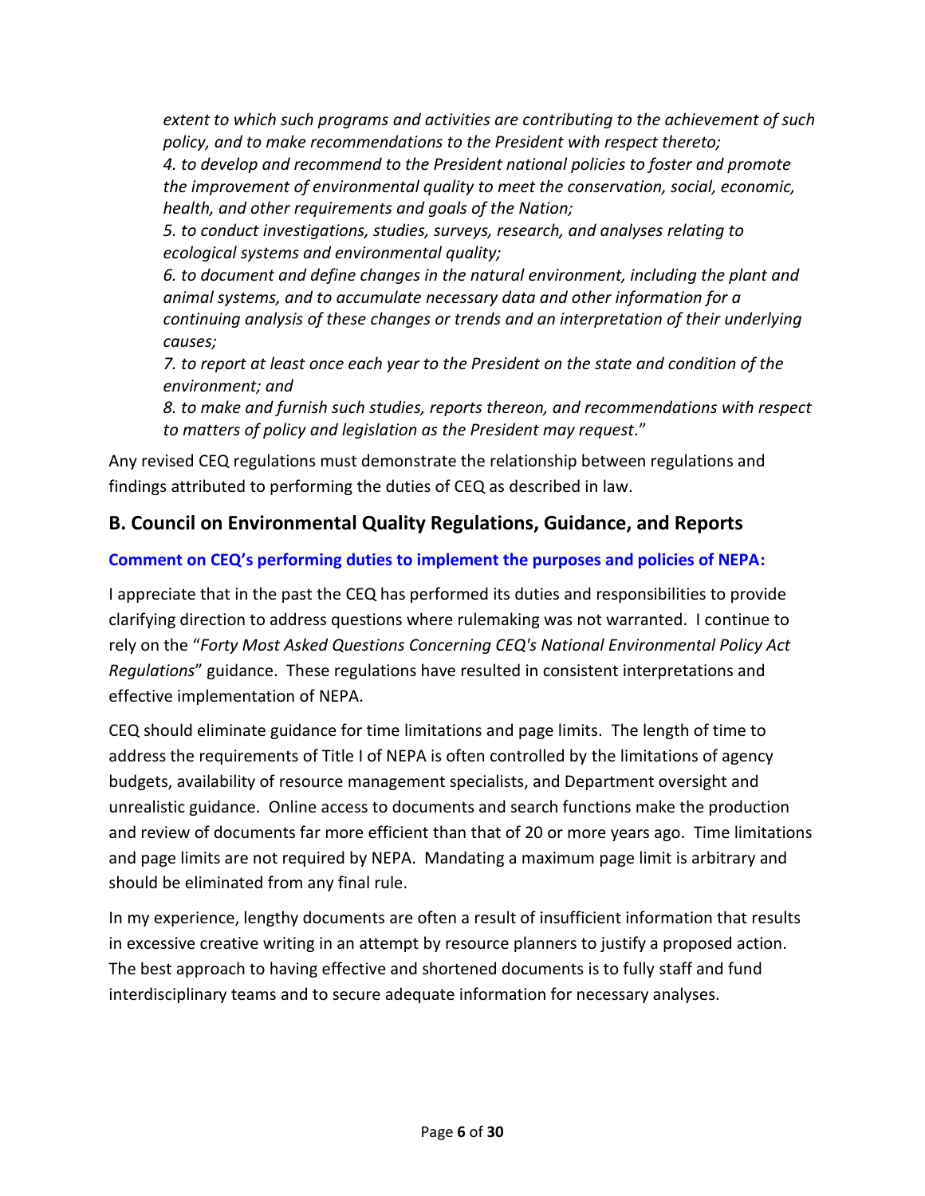*extent to which such programs and activities are contributing to the achievement of such policy, and to make recommendations to the President with respect thereto;*
*4. to develop and recommend to the President national policies to foster and promote the improvement of environmental quality to meet the conservation, social, economic, health, and other requirements and goals of the Nation;*
*5. to conduct investigations, studies, surveys, research, and analyses relating to ecological systems and environmental quality;*
*6. to document and define changes in the natural environment, including the plant and animal systems, and to accumulate necessary data and other information for a continuing analysis of these changes or trends and an interpretation of their underlying causes;*
*7. to report at least once each year to the President on the state and condition of the environment; and*
*8. to make and furnish such studies, reports thereon, and recommendations with respect to matters of policy and legislation as the President may request*."

Any revised CEQ regulations must demonstrate the relationship between regulations and findings attributed to performing the duties of CEQ as described in law.

## B. Council on Environmental Quality Regulations, Guidance, and Reports

**Comment on CEQ's performing duties to implement the purposes and policies of NEPA:**

I appreciate that in the past the CEQ has performed its duties and responsibilities to provide clarifying direction to address questions where rulemaking was not warranted. I continue to rely on the "*Forty Most Asked Questions Concerning CEQ's National Environmental Policy Act Regulations*" guidance. These regulations have resulted in consistent interpretations and effective implementation of NEPA.

CEQ should eliminate guidance for time limitations and page limits. The length of time to address the requirements of Title I of NEPA is often controlled by the limitations of agency budgets, availability of resource management specialists, and Department oversight and unrealistic guidance. Online access to documents and search functions make the production and review of documents far more efficient than that of 20 or more years ago. Time limitations and page limits are not required by NEPA. Mandating a maximum page limit is arbitrary and should be eliminated from any final rule.

In my experience, lengthy documents are often a result of insufficient information that results in excessive creative writing in an attempt by resource planners to justify a proposed action. The best approach to having effective and shortened documents is to fully staff and fund interdisciplinary teams and to secure adequate information for necessary analyses.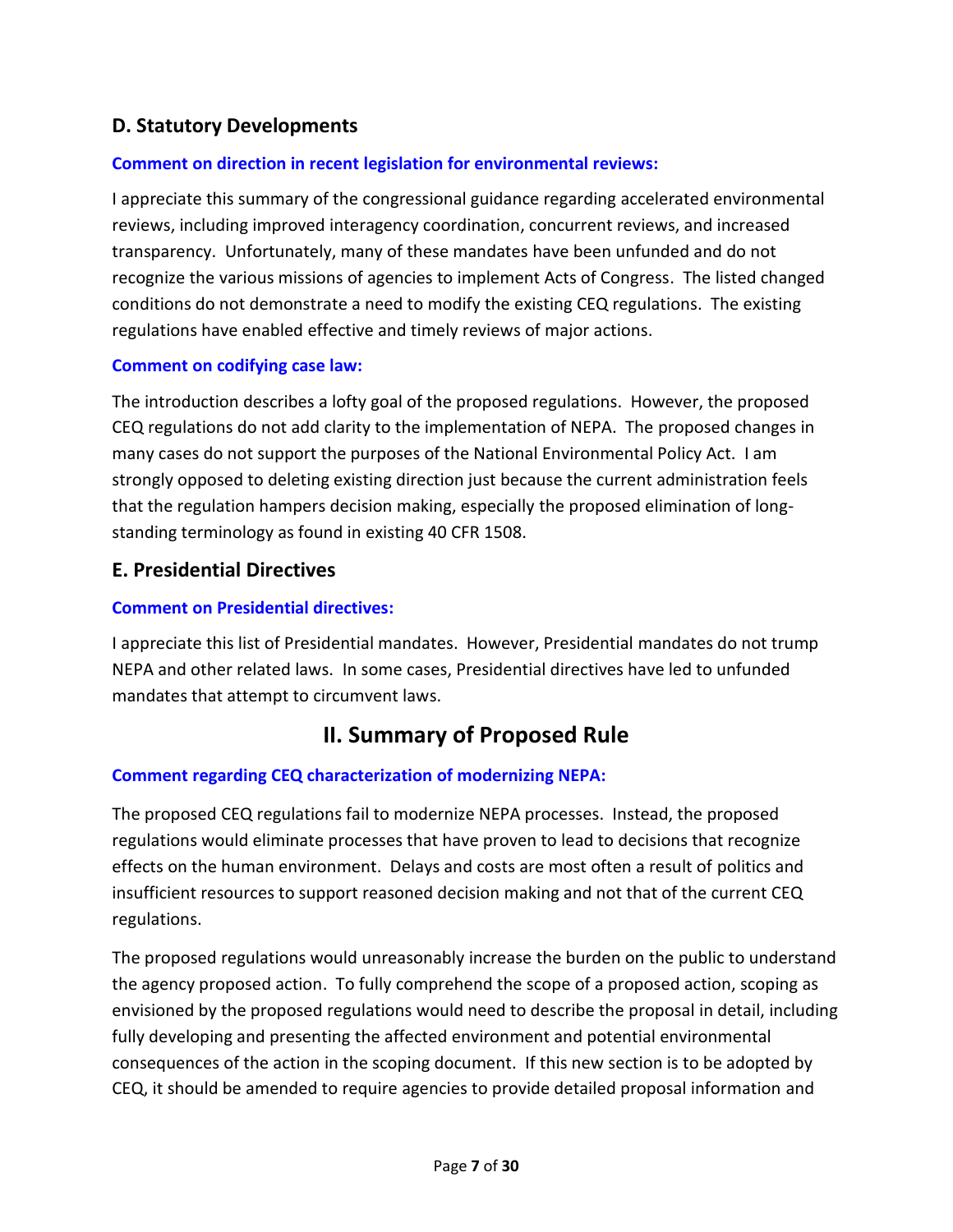## D. Statutory Developments

**Comment on direction in recent legislation for environmental reviews:**

I appreciate this summary of the congressional guidance regarding accelerated environmental reviews, including improved interagency coordination, concurrent reviews, and increased transparency. Unfortunately, many of these mandates have been unfunded and do not recognize the various missions of agencies to implement Acts of Congress. The listed changed conditions do not demonstrate a need to modify the existing CEQ regulations. The existing regulations have enabled effective and timely reviews of major actions.

**Comment on codifying case law:**

The introduction describes a lofty goal of the proposed regulations. However, the proposed CEQ regulations do not add clarity to the implementation of NEPA. The proposed changes in many cases do not support the purposes of the National Environmental Policy Act. I am strongly opposed to deleting existing direction just because the current administration feels that the regulation hampers decision making, especially the proposed elimination of long-standing terminology as found in existing 40 CFR 1508.

## E. Presidential Directives

**Comment on Presidential directives:**

I appreciate this list of Presidential mandates. However, Presidential mandates do not trump NEPA and other related laws. In some cases, Presidential directives have led to unfunded mandates that attempt to circumvent laws.

# II. Summary of Proposed Rule

**Comment regarding CEQ characterization of modernizing NEPA:**

The proposed CEQ regulations fail to modernize NEPA processes. Instead, the proposed regulations would eliminate processes that have proven to lead to decisions that recognize effects on the human environment. Delays and costs are most often a result of politics and insufficient resources to support reasoned decision making and not that of the current CEQ regulations.

The proposed regulations would unreasonably increase the burden on the public to understand the agency proposed action. To fully comprehend the scope of a proposed action, scoping as envisioned by the proposed regulations would need to describe the proposal in detail, including fully developing and presenting the affected environment and potential environmental consequences of the action in the scoping document. If this new section is to be adopted by CEQ, it should be amended to require agencies to provide detailed proposal information and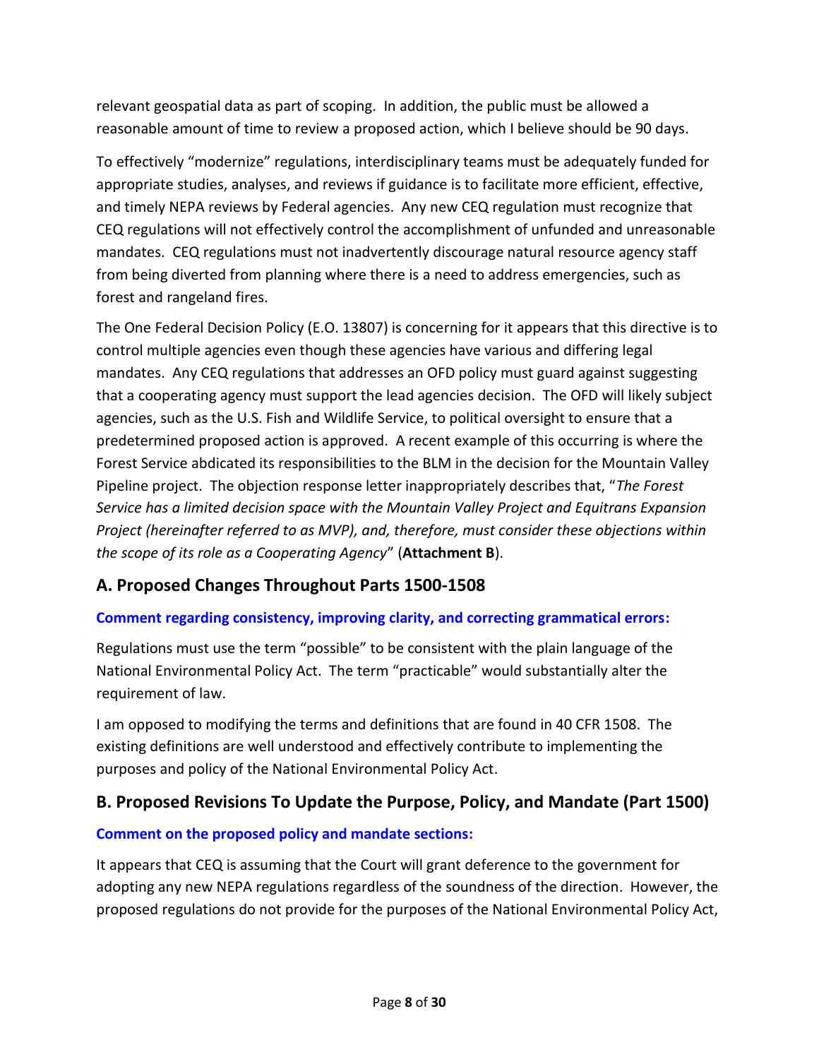relevant geospatial data as part of scoping. In addition, the public must be allowed a reasonable amount of time to review a proposed action, which I believe should be 90 days.

To effectively "modernize" regulations, interdisciplinary teams must be adequately funded for appropriate studies, analyses, and reviews if guidance is to facilitate more efficient, effective, and timely NEPA reviews by Federal agencies. Any new CEQ regulation must recognize that CEQ regulations will not effectively control the accomplishment of unfunded and unreasonable mandates. CEQ regulations must not inadvertently discourage natural resource agency staff from being diverted from planning where there is a need to address emergencies, such as forest and rangeland fires.

The One Federal Decision Policy (E.O. 13807) is concerning for it appears that this directive is to control multiple agencies even though these agencies have various and differing legal mandates. Any CEQ regulations that addresses an OFD policy must guard against suggesting that a cooperating agency must support the lead agencies decision. The OFD will likely subject agencies, such as the U.S. Fish and Wildlife Service, to political oversight to ensure that a predetermined proposed action is approved. A recent example of this occurring is where the Forest Service abdicated its responsibilities to the BLM in the decision for the Mountain Valley Pipeline project. The objection response letter inappropriately describes that, "*The Forest Service has a limited decision space with the Mountain Valley Project and Equitrans Expansion Project (hereinafter referred to as MVP), and, therefore, must consider these objections within the scope of its role as a Cooperating Agency*" (**Attachment B**).

## A. Proposed Changes Throughout Parts 1500-1508

### Comment regarding consistency, improving clarity, and correcting grammatical errors:

Regulations must use the term "possible" to be consistent with the plain language of the National Environmental Policy Act. The term "practicable" would substantially alter the requirement of law.

I am opposed to modifying the terms and definitions that are found in 40 CFR 1508. The existing definitions are well understood and effectively contribute to implementing the purposes and policy of the National Environmental Policy Act.

## B. Proposed Revisions To Update the Purpose, Policy, and Mandate (Part 1500)

### Comment on the proposed policy and mandate sections:

It appears that CEQ is assuming that the Court will grant deference to the government for adopting any new NEPA regulations regardless of the soundness of the direction. However, the proposed regulations do not provide for the purposes of the National Environmental Policy Act,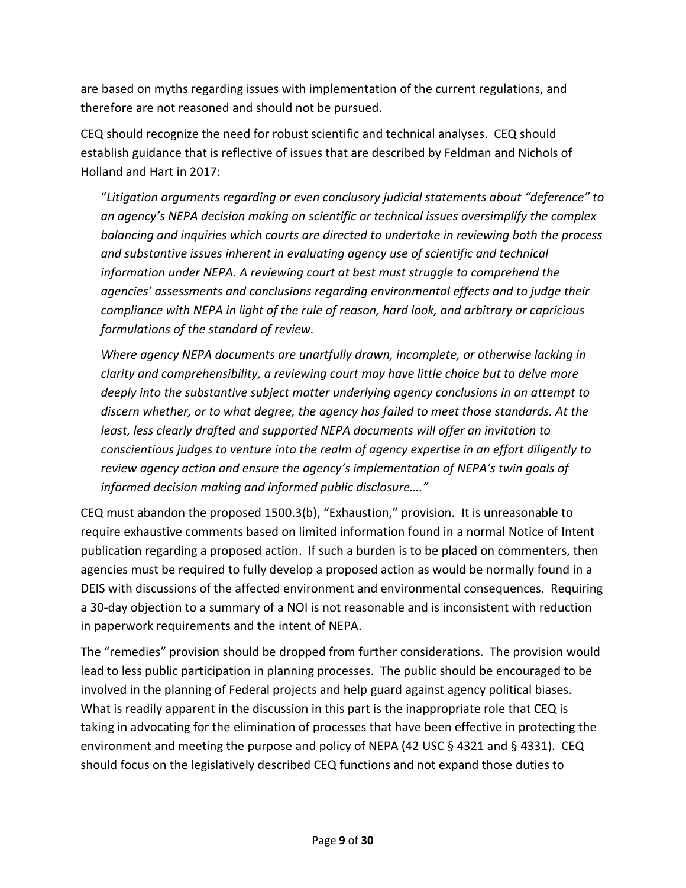are based on myths regarding issues with implementation of the current regulations, and therefore are not reasoned and should not be pursued.

CEQ should recognize the need for robust scientific and technical analyses. CEQ should establish guidance that is reflective of issues that are described by Feldman and Nichols of Holland and Hart in 2017:

> "*Litigation arguments regarding or even conclusory judicial statements about "deference" to an agency's NEPA decision making on scientific or technical issues oversimplify the complex balancing and inquiries which courts are directed to undertake in reviewing both the process and substantive issues inherent in evaluating agency use of scientific and technical information under NEPA. A reviewing court at best must struggle to comprehend the agencies' assessments and conclusions regarding environmental effects and to judge their compliance with NEPA in light of the rule of reason, hard look, and arbitrary or capricious formulations of the standard of review.*
>
> *Where agency NEPA documents are unartfully drawn, incomplete, or otherwise lacking in clarity and comprehensibility, a reviewing court may have little choice but to delve more deeply into the substantive subject matter underlying agency conclusions in an attempt to discern whether, or to what degree, the agency has failed to meet those standards. At the least, less clearly drafted and supported NEPA documents will offer an invitation to conscientious judges to venture into the realm of agency expertise in an effort diligently to review agency action and ensure the agency's implementation of NEPA's twin goals of informed decision making and informed public disclosure…."*

CEQ must abandon the proposed 1500.3(b), "Exhaustion," provision. It is unreasonable to require exhaustive comments based on limited information found in a normal Notice of Intent publication regarding a proposed action. If such a burden is to be placed on commenters, then agencies must be required to fully develop a proposed action as would be normally found in a DEIS with discussions of the affected environment and environmental consequences. Requiring a 30-day objection to a summary of a NOI is not reasonable and is inconsistent with reduction in paperwork requirements and the intent of NEPA.

The "remedies" provision should be dropped from further considerations. The provision would lead to less public participation in planning processes. The public should be encouraged to be involved in the planning of Federal projects and help guard against agency political biases. What is readily apparent in the discussion in this part is the inappropriate role that CEQ is taking in advocating for the elimination of processes that have been effective in protecting the environment and meeting the purpose and policy of NEPA (42 USC § 4321 and § 4331). CEQ should focus on the legislatively described CEQ functions and not expand those duties to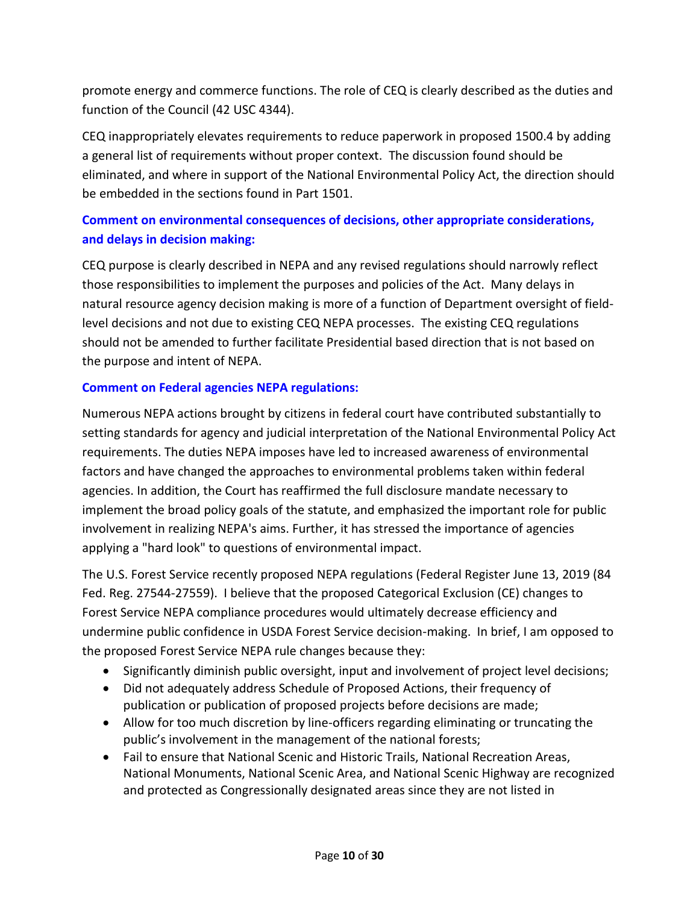promote energy and commerce functions. The role of CEQ is clearly described as the duties and function of the Council (42 USC 4344).

CEQ inappropriately elevates requirements to reduce paperwork in proposed 1500.4 by adding a general list of requirements without proper context. The discussion found should be eliminated, and where in support of the National Environmental Policy Act, the direction should be embedded in the sections found in Part 1501.

### Comment on environmental consequences of decisions, other appropriate considerations, and delays in decision making:

CEQ purpose is clearly described in NEPA and any revised regulations should narrowly reflect those responsibilities to implement the purposes and policies of the Act. Many delays in natural resource agency decision making is more of a function of Department oversight of field-level decisions and not due to existing CEQ NEPA processes. The existing CEQ regulations should not be amended to further facilitate Presidential based direction that is not based on the purpose and intent of NEPA.

### Comment on Federal agencies NEPA regulations:

Numerous NEPA actions brought by citizens in federal court have contributed substantially to setting standards for agency and judicial interpretation of the National Environmental Policy Act requirements. The duties NEPA imposes have led to increased awareness of environmental factors and have changed the approaches to environmental problems taken within federal agencies. In addition, the Court has reaffirmed the full disclosure mandate necessary to implement the broad policy goals of the statute, and emphasized the important role for public involvement in realizing NEPA's aims. Further, it has stressed the importance of agencies applying a "hard look" to questions of environmental impact.

The U.S. Forest Service recently proposed NEPA regulations (Federal Register June 13, 2019 (84 Fed. Reg. 27544-27559). I believe that the proposed Categorical Exclusion (CE) changes to Forest Service NEPA compliance procedures would ultimately decrease efficiency and undermine public confidence in USDA Forest Service decision-making. In brief, I am opposed to the proposed Forest Service NEPA rule changes because they:

- Significantly diminish public oversight, input and involvement of project level decisions;
- Did not adequately address Schedule of Proposed Actions, their frequency of publication or publication of proposed projects before decisions are made;
- Allow for too much discretion by line-officers regarding eliminating or truncating the public's involvement in the management of the national forests;
- Fail to ensure that National Scenic and Historic Trails, National Recreation Areas, National Monuments, National Scenic Area, and National Scenic Highway are recognized and protected as Congressionally designated areas since they are not listed in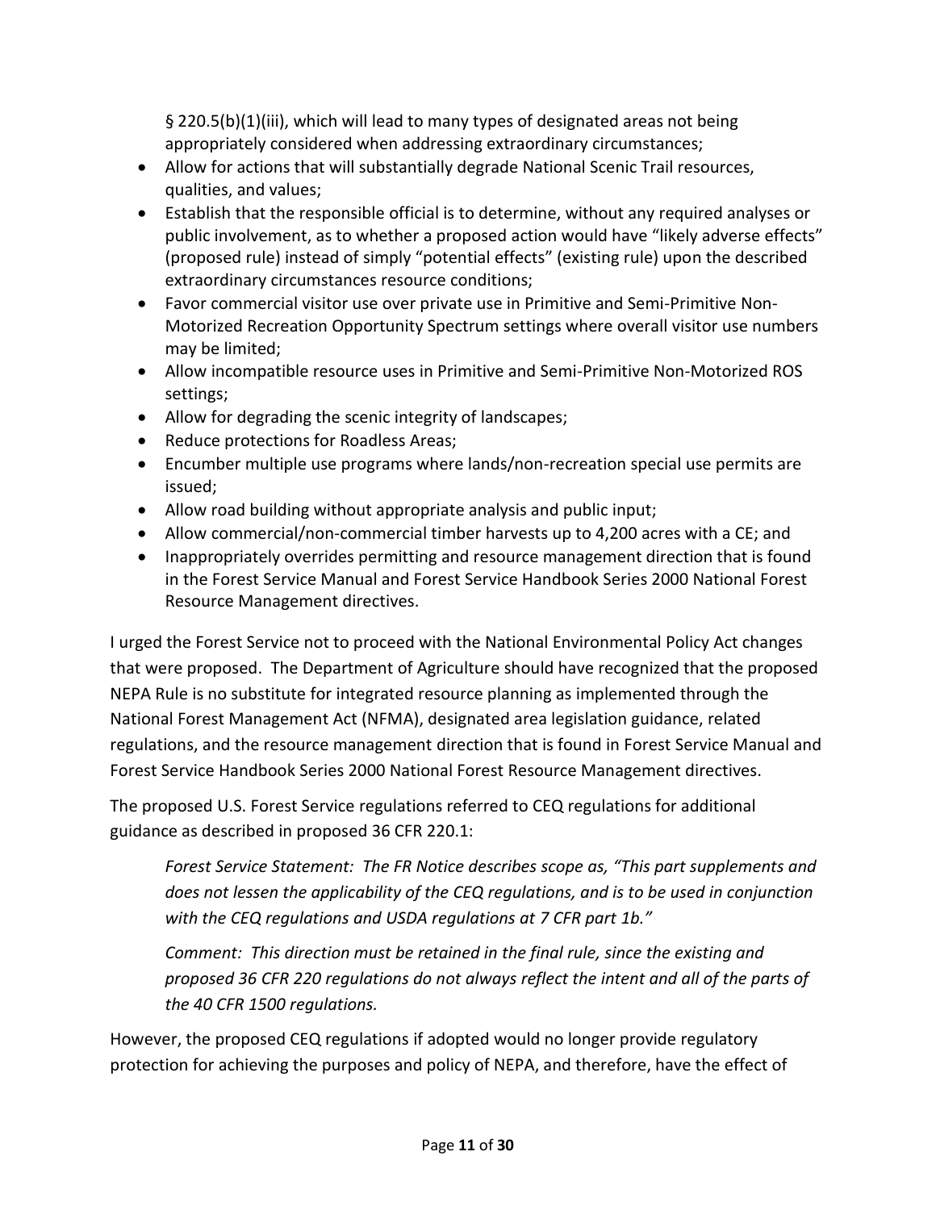§ 220.5(b)(1)(iii), which will lead to many types of designated areas not being appropriately considered when addressing extraordinary circumstances;

- Allow for actions that will substantially degrade National Scenic Trail resources, qualities, and values;
- Establish that the responsible official is to determine, without any required analyses or public involvement, as to whether a proposed action would have "likely adverse effects" (proposed rule) instead of simply "potential effects" (existing rule) upon the described extraordinary circumstances resource conditions;
- Favor commercial visitor use over private use in Primitive and Semi-Primitive Non-Motorized Recreation Opportunity Spectrum settings where overall visitor use numbers may be limited;
- Allow incompatible resource uses in Primitive and Semi-Primitive Non-Motorized ROS settings;
- Allow for degrading the scenic integrity of landscapes;
- Reduce protections for Roadless Areas;
- Encumber multiple use programs where lands/non-recreation special use permits are issued;
- Allow road building without appropriate analysis and public input;
- Allow commercial/non-commercial timber harvests up to 4,200 acres with a CE; and
- Inappropriately overrides permitting and resource management direction that is found in the Forest Service Manual and Forest Service Handbook Series 2000 National Forest Resource Management directives.

I urged the Forest Service not to proceed with the National Environmental Policy Act changes that were proposed. The Department of Agriculture should have recognized that the proposed NEPA Rule is no substitute for integrated resource planning as implemented through the National Forest Management Act (NFMA), designated area legislation guidance, related regulations, and the resource management direction that is found in Forest Service Manual and Forest Service Handbook Series 2000 National Forest Resource Management directives.

The proposed U.S. Forest Service regulations referred to CEQ regulations for additional guidance as described in proposed 36 CFR 220.1:

> *Forest Service Statement: The FR Notice describes scope as, "This part supplements and does not lessen the applicability of the CEQ regulations, and is to be used in conjunction with the CEQ regulations and USDA regulations at 7 CFR part 1b."*
>
> *Comment: This direction must be retained in the final rule, since the existing and proposed 36 CFR 220 regulations do not always reflect the intent and all of the parts of the 40 CFR 1500 regulations.*

However, the proposed CEQ regulations if adopted would no longer provide regulatory protection for achieving the purposes and policy of NEPA, and therefore, have the effect of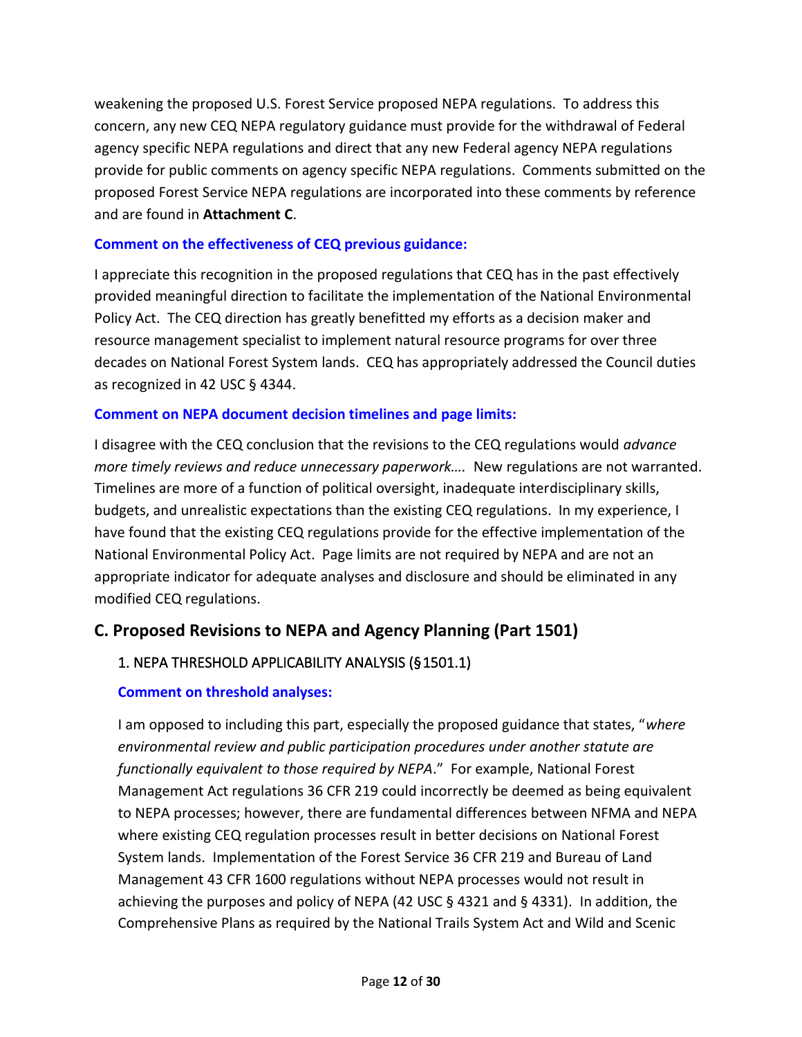weakening the proposed U.S. Forest Service proposed NEPA regulations. To address this concern, any new CEQ NEPA regulatory guidance must provide for the withdrawal of Federal agency specific NEPA regulations and direct that any new Federal agency NEPA regulations provide for public comments on agency specific NEPA regulations. Comments submitted on the proposed Forest Service NEPA regulations are incorporated into these comments by reference and are found in **Attachment C**.

**Comment on the effectiveness of CEQ previous guidance:**

I appreciate this recognition in the proposed regulations that CEQ has in the past effectively provided meaningful direction to facilitate the implementation of the National Environmental Policy Act. The CEQ direction has greatly benefitted my efforts as a decision maker and resource management specialist to implement natural resource programs for over three decades on National Forest System lands. CEQ has appropriately addressed the Council duties as recognized in 42 USC § 4344.

**Comment on NEPA document decision timelines and page limits:**

I disagree with the CEQ conclusion that the revisions to the CEQ regulations would *advance more timely reviews and reduce unnecessary paperwork….* New regulations are not warranted. Timelines are more of a function of political oversight, inadequate interdisciplinary skills, budgets, and unrealistic expectations than the existing CEQ regulations. In my experience, I have found that the existing CEQ regulations provide for the effective implementation of the National Environmental Policy Act. Page limits are not required by NEPA and are not an appropriate indicator for adequate analyses and disclosure and should be eliminated in any modified CEQ regulations.

## C. Proposed Revisions to NEPA and Agency Planning (Part 1501)

### 1. NEPA THRESHOLD APPLICABILITY ANALYSIS (§1501.1)

**Comment on threshold analyses:**

I am opposed to including this part, especially the proposed guidance that states, "*where environmental review and public participation procedures under another statute are functionally equivalent to those required by NEPA*." For example, National Forest Management Act regulations 36 CFR 219 could incorrectly be deemed as being equivalent to NEPA processes; however, there are fundamental differences between NFMA and NEPA where existing CEQ regulation processes result in better decisions on National Forest System lands. Implementation of the Forest Service 36 CFR 219 and Bureau of Land Management 43 CFR 1600 regulations without NEPA processes would not result in achieving the purposes and policy of NEPA (42 USC § 4321 and § 4331). In addition, the Comprehensive Plans as required by the National Trails System Act and Wild and Scenic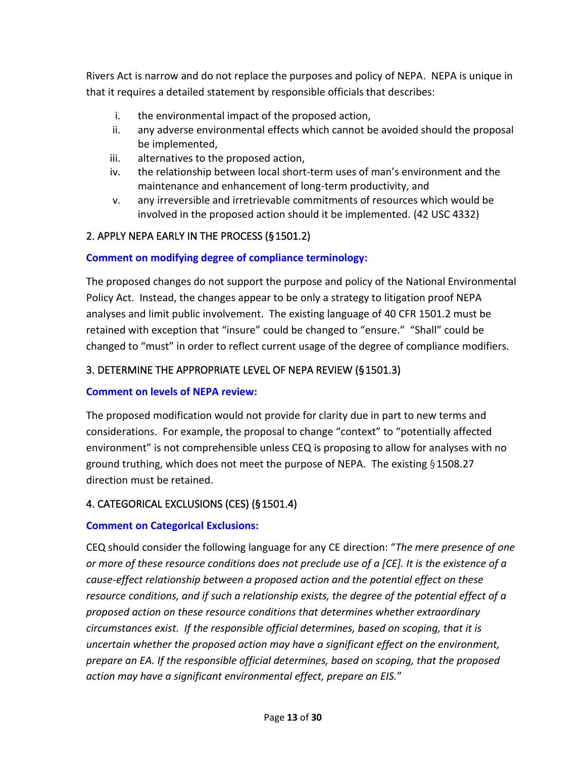Rivers Act is narrow and do not replace the purposes and policy of NEPA. NEPA is unique in that it requires a detailed statement by responsible officials that describes:

i. the environmental impact of the proposed action,
ii. any adverse environmental effects which cannot be avoided should the proposal be implemented,
iii. alternatives to the proposed action,
iv. the relationship between local short-term uses of man's environment and the maintenance and enhancement of long-term productivity, and
v. any irreversible and irretrievable commitments of resources which would be involved in the proposed action should it be implemented. (42 USC 4332)

## 2. APPLY NEPA EARLY IN THE PROCESS (§1501.2)

**Comment on modifying degree of compliance terminology:**

The proposed changes do not support the purpose and policy of the National Environmental Policy Act. Instead, the changes appear to be only a strategy to litigation proof NEPA analyses and limit public involvement. The existing language of 40 CFR 1501.2 must be retained with exception that "insure" could be changed to "ensure." "Shall" could be changed to "must" in order to reflect current usage of the degree of compliance modifiers.

## 3. DETERMINE THE APPROPRIATE LEVEL OF NEPA REVIEW (§1501.3)

**Comment on levels of NEPA review:**

The proposed modification would not provide for clarity due in part to new terms and considerations. For example, the proposal to change "context" to "potentially affected environment" is not comprehensible unless CEQ is proposing to allow for analyses with no ground truthing, which does not meet the purpose of NEPA. The existing §1508.27 direction must be retained.

## 4. CATEGORICAL EXCLUSIONS (CES) (§1501.4)

**Comment on Categorical Exclusions:**

CEQ should consider the following language for any CE direction: "*The mere presence of one or more of these resource conditions does not preclude use of a [CE]. It is the existence of a cause-effect relationship between a proposed action and the potential effect on these resource conditions, and if such a relationship exists, the degree of the potential effect of a proposed action on these resource conditions that determines whether extraordinary circumstances exist. If the responsible official determines, based on scoping, that it is uncertain whether the proposed action may have a significant effect on the environment, prepare an EA. If the responsible official determines, based on scoping, that the proposed action may have a significant environmental effect, prepare an EIS.*"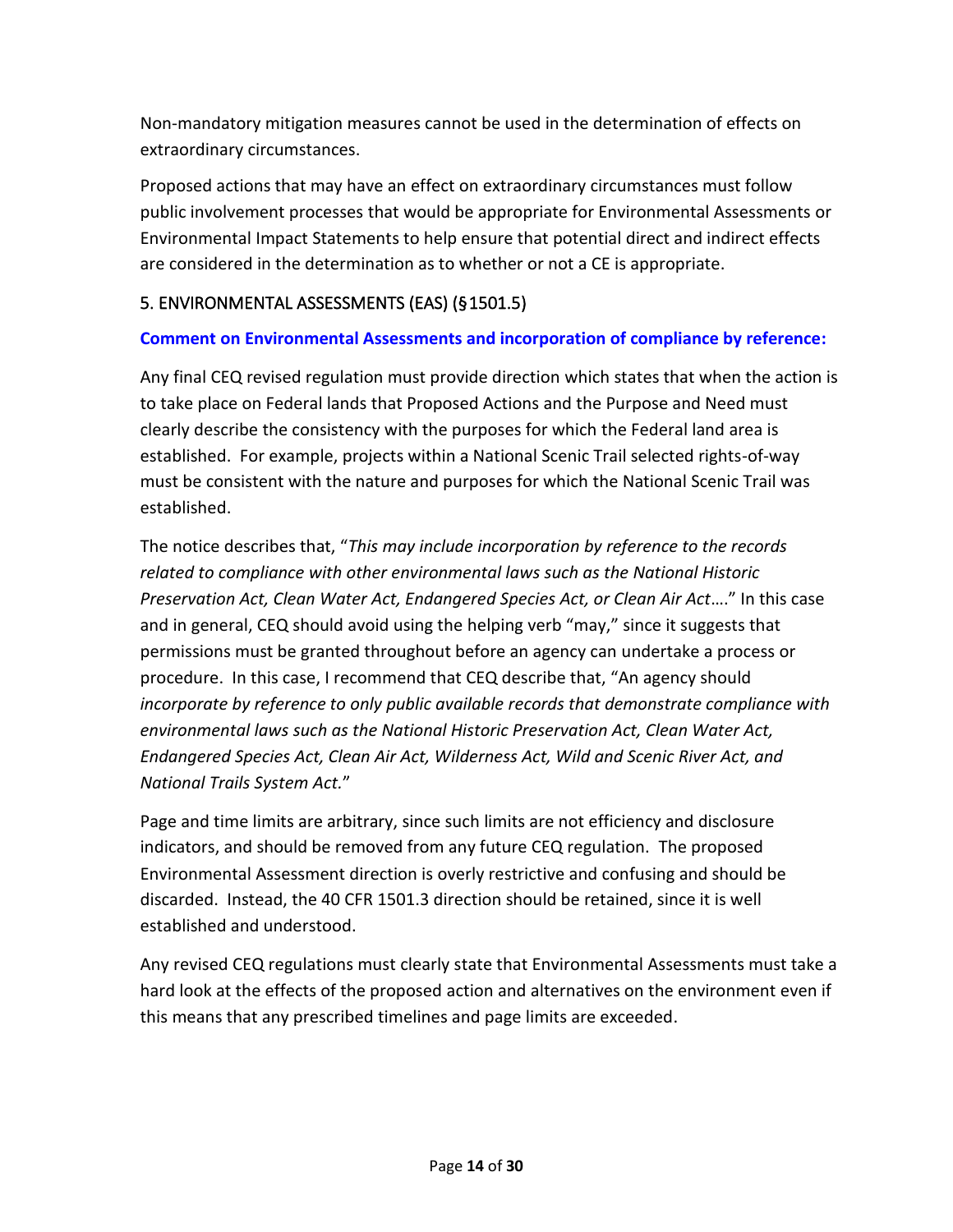Non-mandatory mitigation measures cannot be used in the determination of effects on extraordinary circumstances.

Proposed actions that may have an effect on extraordinary circumstances must follow public involvement processes that would be appropriate for Environmental Assessments or Environmental Impact Statements to help ensure that potential direct and indirect effects are considered in the determination as to whether or not a CE is appropriate.

## 5. ENVIRONMENTAL ASSESSMENTS (EAS) (§1501.5)

**Comment on Environmental Assessments and incorporation of compliance by reference:**

Any final CEQ revised regulation must provide direction which states that when the action is to take place on Federal lands that Proposed Actions and the Purpose and Need must clearly describe the consistency with the purposes for which the Federal land area is established. For example, projects within a National Scenic Trail selected rights-of-way must be consistent with the nature and purposes for which the National Scenic Trail was established.

The notice describes that, "*This may include incorporation by reference to the records related to compliance with other environmental laws such as the National Historic Preservation Act, Clean Water Act, Endangered Species Act, or Clean Air Act*…." In this case and in general, CEQ should avoid using the helping verb "may," since it suggests that permissions must be granted throughout before an agency can undertake a process or procedure. In this case, I recommend that CEQ describe that, "An agency should *incorporate by reference to only public available records that demonstrate compliance with environmental laws such as the National Historic Preservation Act, Clean Water Act, Endangered Species Act, Clean Air Act, Wilderness Act, Wild and Scenic River Act, and National Trails System Act.*"

Page and time limits are arbitrary, since such limits are not efficiency and disclosure indicators, and should be removed from any future CEQ regulation. The proposed Environmental Assessment direction is overly restrictive and confusing and should be discarded. Instead, the 40 CFR 1501.3 direction should be retained, since it is well established and understood.

Any revised CEQ regulations must clearly state that Environmental Assessments must take a hard look at the effects of the proposed action and alternatives on the environment even if this means that any prescribed timelines and page limits are exceeded.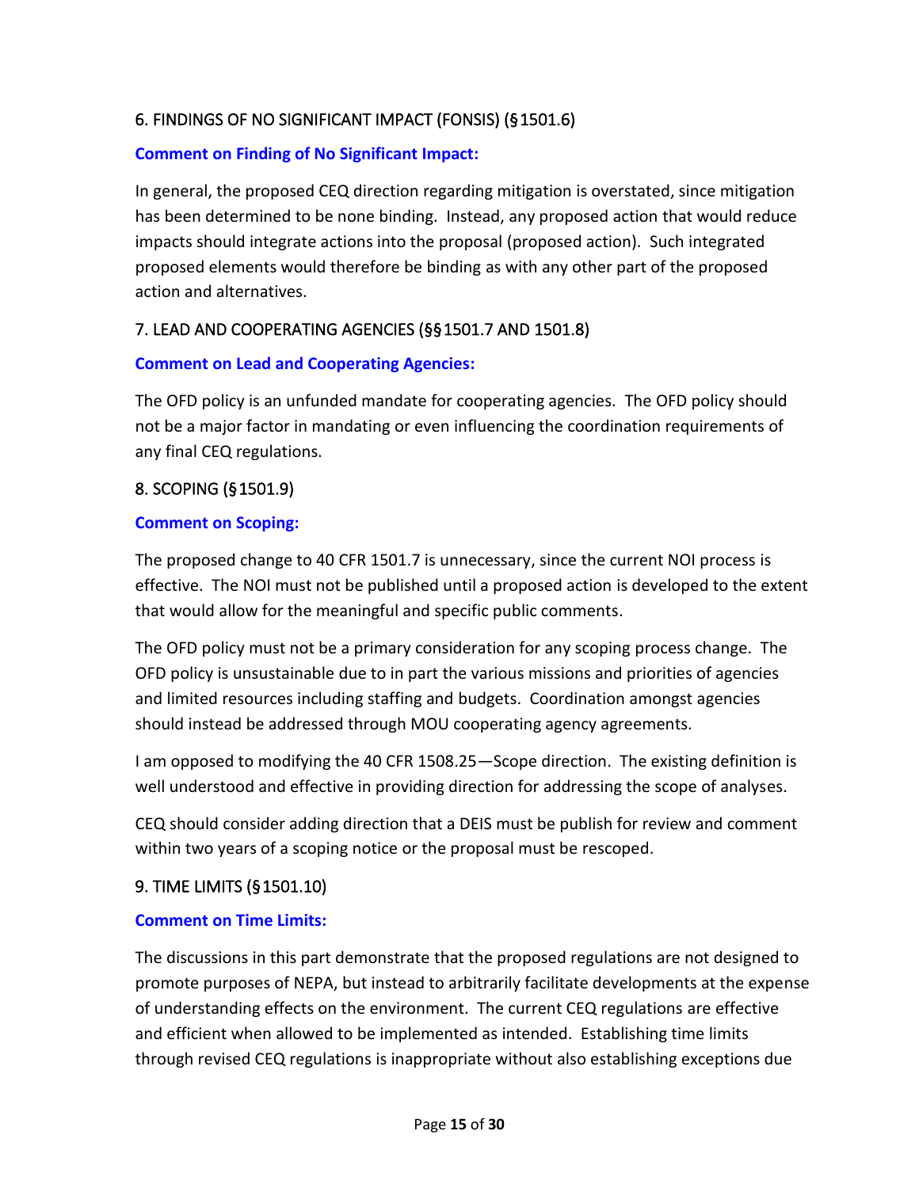## 6. FINDINGS OF NO SIGNIFICANT IMPACT (FONSIS) (§1501.6)

**Comment on Finding of No Significant Impact:**

In general, the proposed CEQ direction regarding mitigation is overstated, since mitigation has been determined to be none binding. Instead, any proposed action that would reduce impacts should integrate actions into the proposal (proposed action). Such integrated proposed elements would therefore be binding as with any other part of the proposed action and alternatives.

## 7. LEAD AND COOPERATING AGENCIES (§§1501.7 AND 1501.8)

**Comment on Lead and Cooperating Agencies:**

The OFD policy is an unfunded mandate for cooperating agencies. The OFD policy should not be a major factor in mandating or even influencing the coordination requirements of any final CEQ regulations.

## 8. SCOPING (§1501.9)

**Comment on Scoping:**

The proposed change to 40 CFR 1501.7 is unnecessary, since the current NOI process is effective. The NOI must not be published until a proposed action is developed to the extent that would allow for the meaningful and specific public comments.

The OFD policy must not be a primary consideration for any scoping process change. The OFD policy is unsustainable due to in part the various missions and priorities of agencies and limited resources including staffing and budgets. Coordination amongst agencies should instead be addressed through MOU cooperating agency agreements.

I am opposed to modifying the 40 CFR 1508.25—Scope direction. The existing definition is well understood and effective in providing direction for addressing the scope of analyses.

CEQ should consider adding direction that a DEIS must be publish for review and comment within two years of a scoping notice or the proposal must be rescoped.

## 9. TIME LIMITS (§1501.10)

**Comment on Time Limits:**

The discussions in this part demonstrate that the proposed regulations are not designed to promote purposes of NEPA, but instead to arbitrarily facilitate developments at the expense of understanding effects on the environment. The current CEQ regulations are effective and efficient when allowed to be implemented as intended. Establishing time limits through revised CEQ regulations is inappropriate without also establishing exceptions due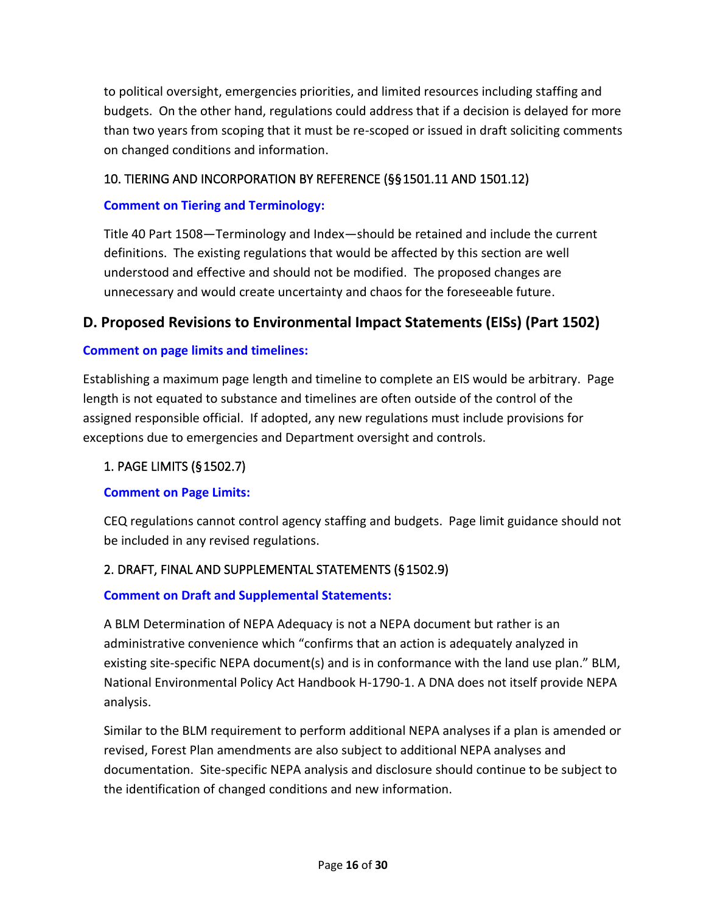to political oversight, emergencies priorities, and limited resources including staffing and budgets. On the other hand, regulations could address that if a decision is delayed for more than two years from scoping that it must be re-scoped or issued in draft soliciting comments on changed conditions and information.

### 10. TIERING AND INCORPORATION BY REFERENCE (§§1501.11 AND 1501.12)

**Comment on Tiering and Terminology:**

Title 40 Part 1508—Terminology and Index—should be retained and include the current definitions. The existing regulations that would be affected by this section are well understood and effective and should not be modified. The proposed changes are unnecessary and would create uncertainty and chaos for the foreseeable future.

## D. Proposed Revisions to Environmental Impact Statements (EISs) (Part 1502)

**Comment on page limits and timelines:**

Establishing a maximum page length and timeline to complete an EIS would be arbitrary. Page length is not equated to substance and timelines are often outside of the control of the assigned responsible official. If adopted, any new regulations must include provisions for exceptions due to emergencies and Department oversight and controls.

### 1. PAGE LIMITS (§1502.7)

**Comment on Page Limits:**

CEQ regulations cannot control agency staffing and budgets. Page limit guidance should not be included in any revised regulations.

### 2. DRAFT, FINAL AND SUPPLEMENTAL STATEMENTS (§1502.9)

**Comment on Draft and Supplemental Statements:**

A BLM Determination of NEPA Adequacy is not a NEPA document but rather is an administrative convenience which "confirms that an action is adequately analyzed in existing site-specific NEPA document(s) and is in conformance with the land use plan." BLM, National Environmental Policy Act Handbook H-1790-1. A DNA does not itself provide NEPA analysis.

Similar to the BLM requirement to perform additional NEPA analyses if a plan is amended or revised, Forest Plan amendments are also subject to additional NEPA analyses and documentation. Site-specific NEPA analysis and disclosure should continue to be subject to the identification of changed conditions and new information.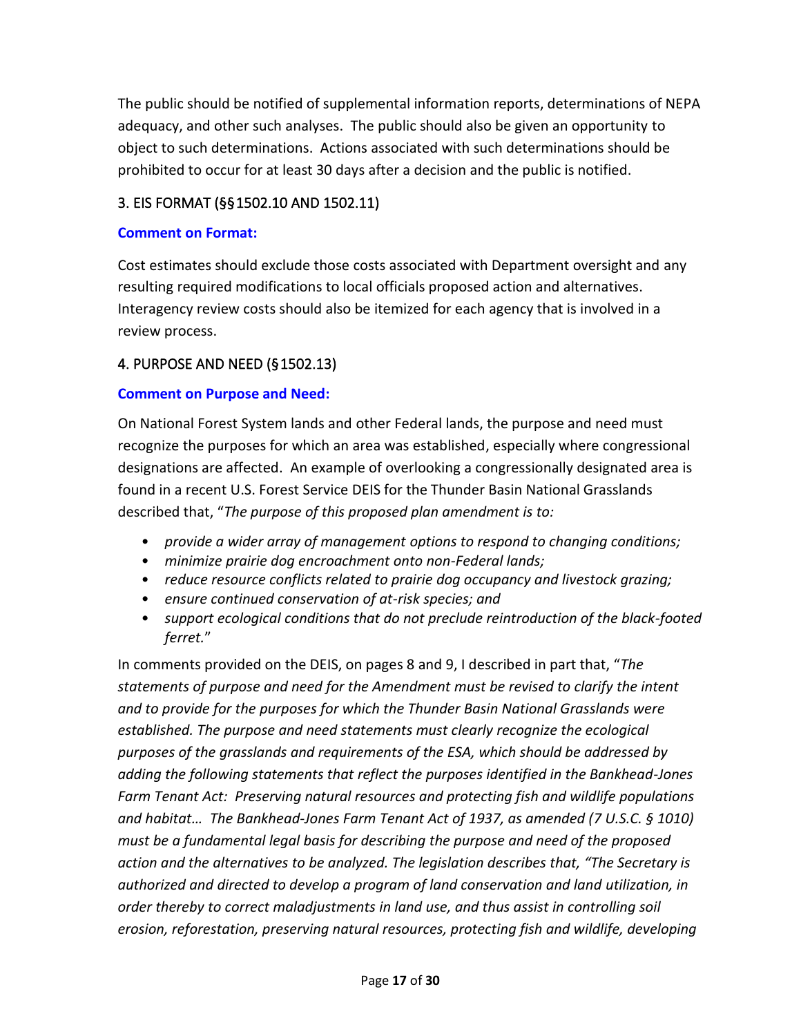The public should be notified of supplemental information reports, determinations of NEPA adequacy, and other such analyses. The public should also be given an opportunity to object to such determinations. Actions associated with such determinations should be prohibited to occur for at least 30 days after a decision and the public is notified.

## 3. EIS FORMAT (§§1502.10 AND 1502.11)

**Comment on Format:**

Cost estimates should exclude those costs associated with Department oversight and any resulting required modifications to local officials proposed action and alternatives. Interagency review costs should also be itemized for each agency that is involved in a review process.

## 4. PURPOSE AND NEED (§1502.13)

**Comment on Purpose and Need:**

On National Forest System lands and other Federal lands, the purpose and need must recognize the purposes for which an area was established, especially where congressional designations are affected. An example of overlooking a congressionally designated area is found in a recent U.S. Forest Service DEIS for the Thunder Basin National Grasslands described that, "*The purpose of this proposed plan amendment is to:*

- *provide a wider array of management options to respond to changing conditions;*
- *minimize prairie dog encroachment onto non-Federal lands;*
- *reduce resource conflicts related to prairie dog occupancy and livestock grazing;*
- *ensure continued conservation of at-risk species; and*
- *support ecological conditions that do not preclude reintroduction of the black-footed ferret.*"

In comments provided on the DEIS, on pages 8 and 9, I described in part that, "*The statements of purpose and need for the Amendment must be revised to clarify the intent and to provide for the purposes for which the Thunder Basin National Grasslands were established. The purpose and need statements must clearly recognize the ecological purposes of the grasslands and requirements of the ESA, which should be addressed by adding the following statements that reflect the purposes identified in the Bankhead-Jones Farm Tenant Act: Preserving natural resources and protecting fish and wildlife populations and habitat… The Bankhead-Jones Farm Tenant Act of 1937, as amended (7 U.S.C. § 1010) must be a fundamental legal basis for describing the purpose and need of the proposed action and the alternatives to be analyzed. The legislation describes that, "The Secretary is authorized and directed to develop a program of land conservation and land utilization, in order thereby to correct maladjustments in land use, and thus assist in controlling soil erosion, reforestation, preserving natural resources, protecting fish and wildlife, developing*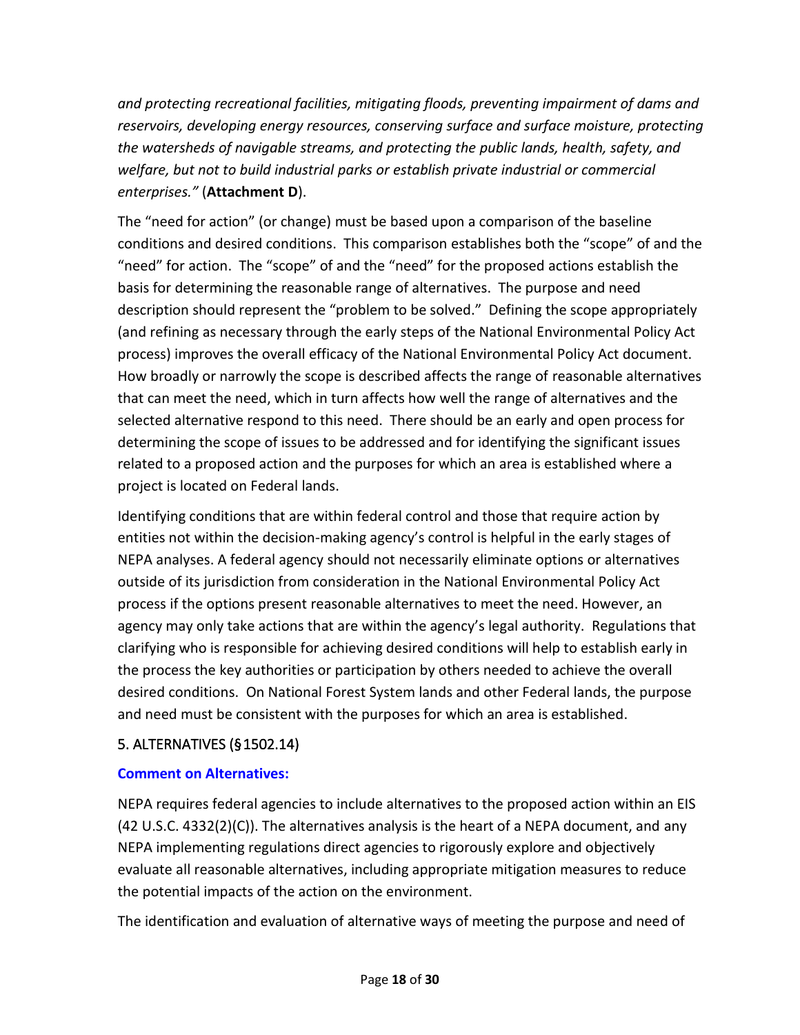*and protecting recreational facilities, mitigating floods, preventing impairment of dams and reservoirs, developing energy resources, conserving surface and surface moisture, protecting the watersheds of navigable streams, and protecting the public lands, health, safety, and welfare, but not to build industrial parks or establish private industrial or commercial enterprises."* (**Attachment D**).

The "need for action" (or change) must be based upon a comparison of the baseline conditions and desired conditions. This comparison establishes both the "scope" of and the "need" for action. The "scope" of and the "need" for the proposed actions establish the basis for determining the reasonable range of alternatives. The purpose and need description should represent the "problem to be solved." Defining the scope appropriately (and refining as necessary through the early steps of the National Environmental Policy Act process) improves the overall efficacy of the National Environmental Policy Act document. How broadly or narrowly the scope is described affects the range of reasonable alternatives that can meet the need, which in turn affects how well the range of alternatives and the selected alternative respond to this need. There should be an early and open process for determining the scope of issues to be addressed and for identifying the significant issues related to a proposed action and the purposes for which an area is established where a project is located on Federal lands.

Identifying conditions that are within federal control and those that require action by entities not within the decision-making agency's control is helpful in the early stages of NEPA analyses. A federal agency should not necessarily eliminate options or alternatives outside of its jurisdiction from consideration in the National Environmental Policy Act process if the options present reasonable alternatives to meet the need. However, an agency may only take actions that are within the agency's legal authority. Regulations that clarifying who is responsible for achieving desired conditions will help to establish early in the process the key authorities or participation by others needed to achieve the overall desired conditions. On National Forest System lands and other Federal lands, the purpose and need must be consistent with the purposes for which an area is established.

## 5. ALTERNATIVES (§1502.14)

**Comment on Alternatives:**

NEPA requires federal agencies to include alternatives to the proposed action within an EIS (42 U.S.C. 4332(2)(C)). The alternatives analysis is the heart of a NEPA document, and any NEPA implementing regulations direct agencies to rigorously explore and objectively evaluate all reasonable alternatives, including appropriate mitigation measures to reduce the potential impacts of the action on the environment.

The identification and evaluation of alternative ways of meeting the purpose and need of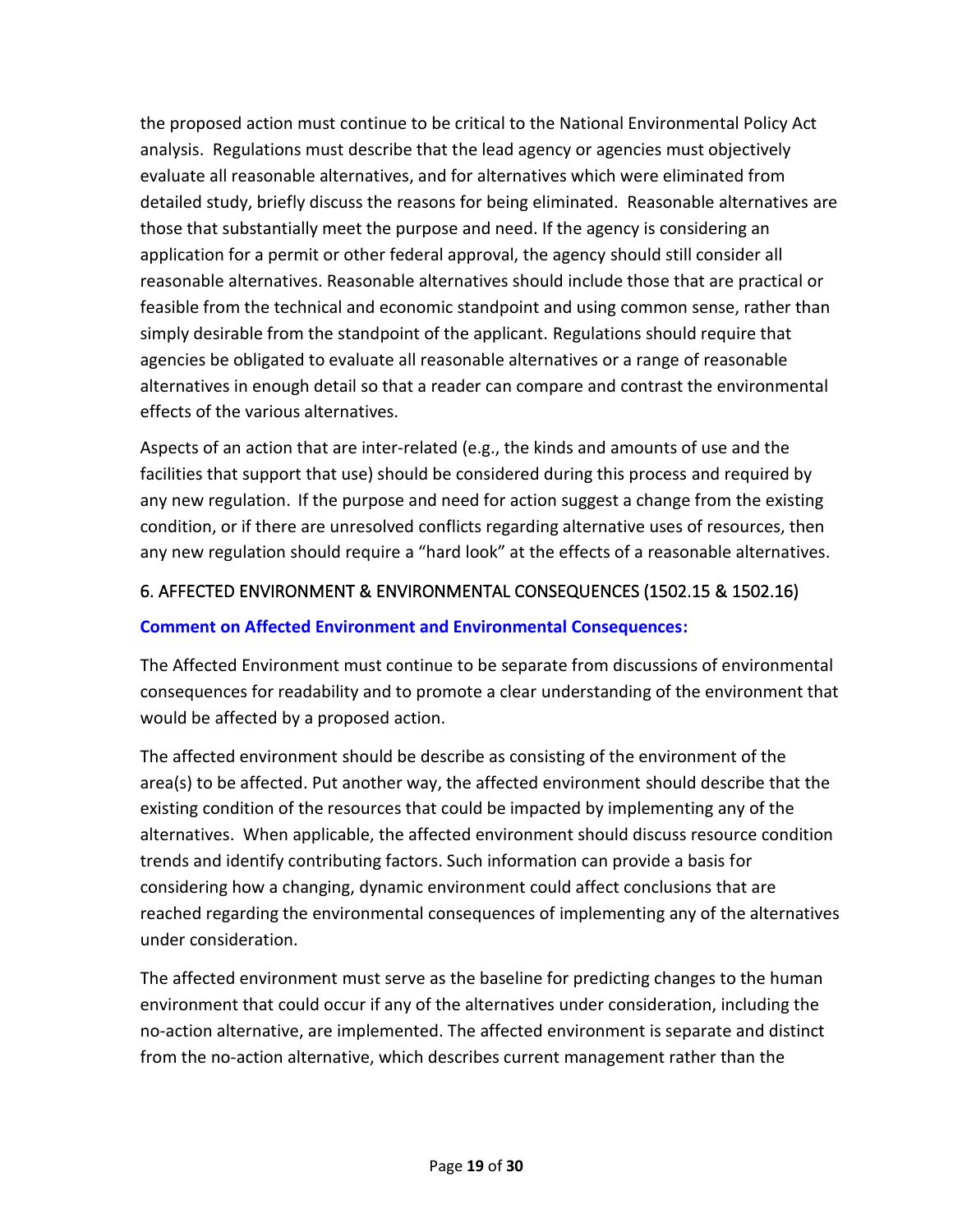the proposed action must continue to be critical to the National Environmental Policy Act analysis. Regulations must describe that the lead agency or agencies must objectively evaluate all reasonable alternatives, and for alternatives which were eliminated from detailed study, briefly discuss the reasons for being eliminated. Reasonable alternatives are those that substantially meet the purpose and need. If the agency is considering an application for a permit or other federal approval, the agency should still consider all reasonable alternatives. Reasonable alternatives should include those that are practical or feasible from the technical and economic standpoint and using common sense, rather than simply desirable from the standpoint of the applicant. Regulations should require that agencies be obligated to evaluate all reasonable alternatives or a range of reasonable alternatives in enough detail so that a reader can compare and contrast the environmental effects of the various alternatives.

Aspects of an action that are inter-related (e.g., the kinds and amounts of use and the facilities that support that use) should be considered during this process and required by any new regulation. If the purpose and need for action suggest a change from the existing condition, or if there are unresolved conflicts regarding alternative uses of resources, then any new regulation should require a "hard look" at the effects of a reasonable alternatives.

## 6. AFFECTED ENVIRONMENT & ENVIRONMENTAL CONSEQUENCES (1502.15 & 1502.16)

**Comment on Affected Environment and Environmental Consequences:**

The Affected Environment must continue to be separate from discussions of environmental consequences for readability and to promote a clear understanding of the environment that would be affected by a proposed action.

The affected environment should be describe as consisting of the environment of the area(s) to be affected. Put another way, the affected environment should describe that the existing condition of the resources that could be impacted by implementing any of the alternatives. When applicable, the affected environment should discuss resource condition trends and identify contributing factors. Such information can provide a basis for considering how a changing, dynamic environment could affect conclusions that are reached regarding the environmental consequences of implementing any of the alternatives under consideration.

The affected environment must serve as the baseline for predicting changes to the human environment that could occur if any of the alternatives under consideration, including the no-action alternative, are implemented. The affected environment is separate and distinct from the no-action alternative, which describes current management rather than the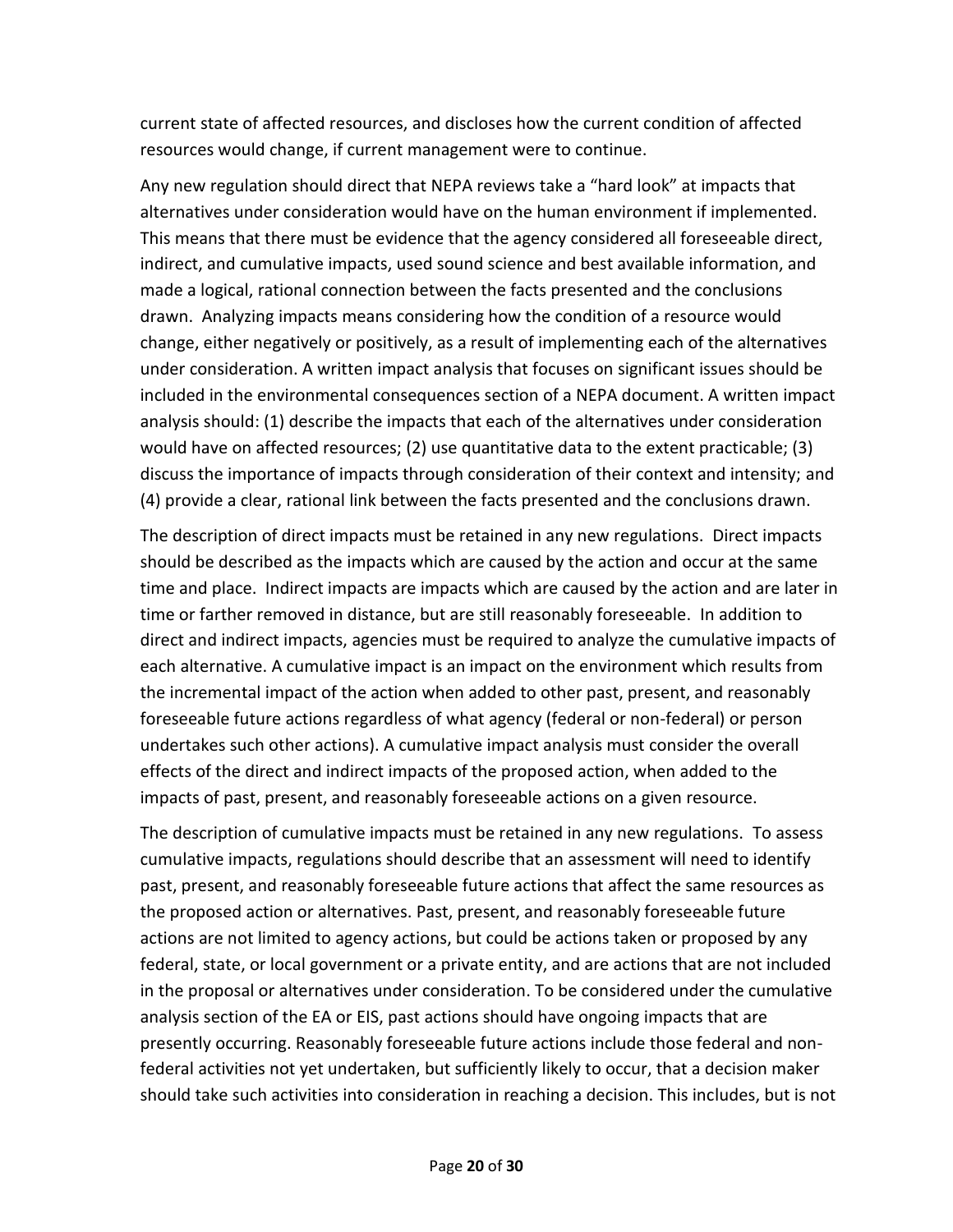current state of affected resources, and discloses how the current condition of affected resources would change, if current management were to continue.

Any new regulation should direct that NEPA reviews take a "hard look" at impacts that alternatives under consideration would have on the human environment if implemented. This means that there must be evidence that the agency considered all foreseeable direct, indirect, and cumulative impacts, used sound science and best available information, and made a logical, rational connection between the facts presented and the conclusions drawn. Analyzing impacts means considering how the condition of a resource would change, either negatively or positively, as a result of implementing each of the alternatives under consideration. A written impact analysis that focuses on significant issues should be included in the environmental consequences section of a NEPA document. A written impact analysis should: (1) describe the impacts that each of the alternatives under consideration would have on affected resources; (2) use quantitative data to the extent practicable; (3) discuss the importance of impacts through consideration of their context and intensity; and (4) provide a clear, rational link between the facts presented and the conclusions drawn.

The description of direct impacts must be retained in any new regulations. Direct impacts should be described as the impacts which are caused by the action and occur at the same time and place. Indirect impacts are impacts which are caused by the action and are later in time or farther removed in distance, but are still reasonably foreseeable. In addition to direct and indirect impacts, agencies must be required to analyze the cumulative impacts of each alternative. A cumulative impact is an impact on the environment which results from the incremental impact of the action when added to other past, present, and reasonably foreseeable future actions regardless of what agency (federal or non-federal) or person undertakes such other actions). A cumulative impact analysis must consider the overall effects of the direct and indirect impacts of the proposed action, when added to the impacts of past, present, and reasonably foreseeable actions on a given resource.

The description of cumulative impacts must be retained in any new regulations. To assess cumulative impacts, regulations should describe that an assessment will need to identify past, present, and reasonably foreseeable future actions that affect the same resources as the proposed action or alternatives. Past, present, and reasonably foreseeable future actions are not limited to agency actions, but could be actions taken or proposed by any federal, state, or local government or a private entity, and are actions that are not included in the proposal or alternatives under consideration. To be considered under the cumulative analysis section of the EA or EIS, past actions should have ongoing impacts that are presently occurring. Reasonably foreseeable future actions include those federal and non-federal activities not yet undertaken, but sufficiently likely to occur, that a decision maker should take such activities into consideration in reaching a decision. This includes, but is not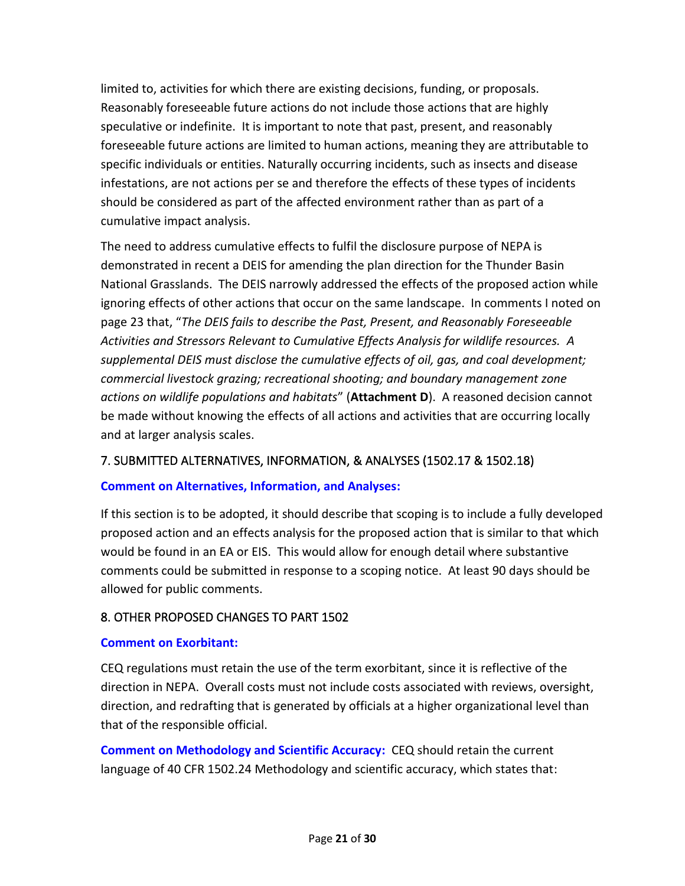limited to, activities for which there are existing decisions, funding, or proposals. Reasonably foreseeable future actions do not include those actions that are highly speculative or indefinite. It is important to note that past, present, and reasonably foreseeable future actions are limited to human actions, meaning they are attributable to specific individuals or entities. Naturally occurring incidents, such as insects and disease infestations, are not actions per se and therefore the effects of these types of incidents should be considered as part of the affected environment rather than as part of a cumulative impact analysis.

The need to address cumulative effects to fulfil the disclosure purpose of NEPA is demonstrated in recent a DEIS for amending the plan direction for the Thunder Basin National Grasslands. The DEIS narrowly addressed the effects of the proposed action while ignoring effects of other actions that occur on the same landscape. In comments I noted on page 23 that, "*The DEIS fails to describe the Past, Present, and Reasonably Foreseeable Activities and Stressors Relevant to Cumulative Effects Analysis for wildlife resources. A supplemental DEIS must disclose the cumulative effects of oil, gas, and coal development; commercial livestock grazing; recreational shooting; and boundary management zone actions on wildlife populations and habitats*" (**Attachment D**). A reasoned decision cannot be made without knowing the effects of all actions and activities that are occurring locally and at larger analysis scales.

## 7. SUBMITTED ALTERNATIVES, INFORMATION, & ANALYSES (1502.17 & 1502.18)

**Comment on Alternatives, Information, and Analyses:**

If this section is to be adopted, it should describe that scoping is to include a fully developed proposed action and an effects analysis for the proposed action that is similar to that which would be found in an EA or EIS. This would allow for enough detail where substantive comments could be submitted in response to a scoping notice. At least 90 days should be allowed for public comments.

## 8. OTHER PROPOSED CHANGES TO PART 1502

**Comment on Exorbitant:**

CEQ regulations must retain the use of the term exorbitant, since it is reflective of the direction in NEPA. Overall costs must not include costs associated with reviews, oversight, direction, and redrafting that is generated by officials at a higher organizational level than that of the responsible official.

**Comment on Methodology and Scientific Accuracy:** CEQ should retain the current language of 40 CFR 1502.24 Methodology and scientific accuracy, which states that: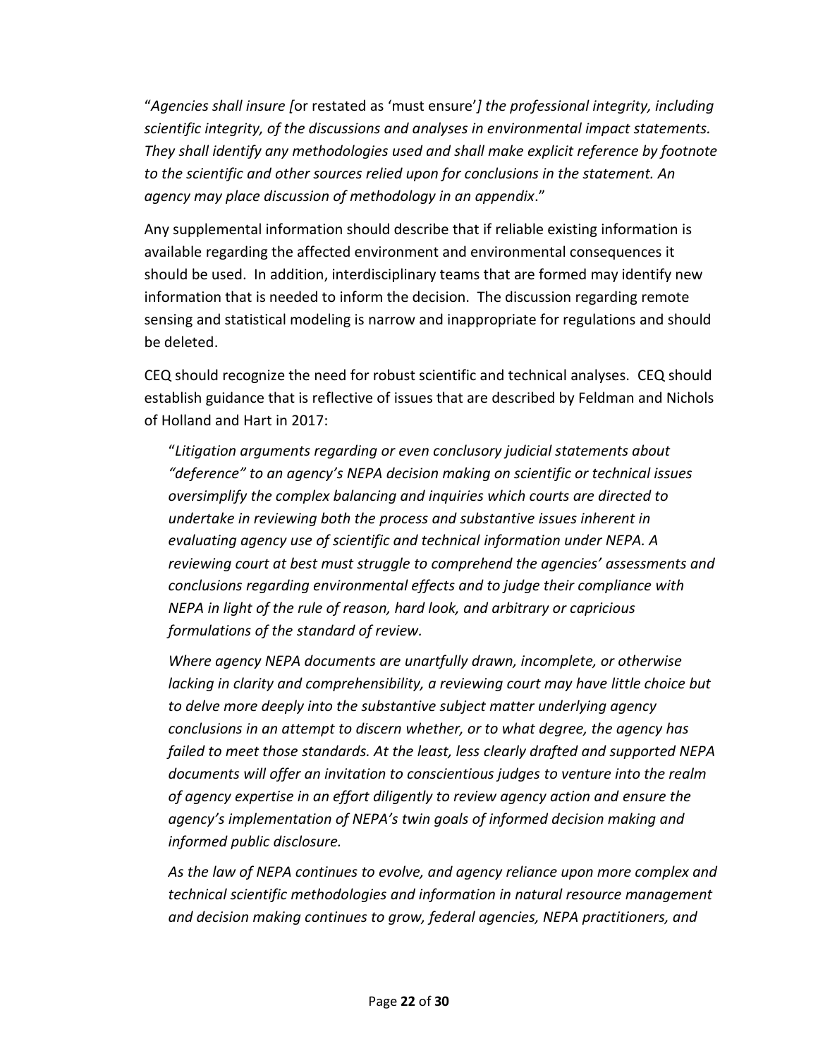"*Agencies shall insure [*or restated as 'must ensure'*] the professional integrity, including scientific integrity, of the discussions and analyses in environmental impact statements. They shall identify any methodologies used and shall make explicit reference by footnote to the scientific and other sources relied upon for conclusions in the statement. An agency may place discussion of methodology in an appendix*."

Any supplemental information should describe that if reliable existing information is available regarding the affected environment and environmental consequences it should be used. In addition, interdisciplinary teams that are formed may identify new information that is needed to inform the decision. The discussion regarding remote sensing and statistical modeling is narrow and inappropriate for regulations and should be deleted.

CEQ should recognize the need for robust scientific and technical analyses. CEQ should establish guidance that is reflective of issues that are described by Feldman and Nichols of Holland and Hart in 2017:

> "*Litigation arguments regarding or even conclusory judicial statements about "deference" to an agency's NEPA decision making on scientific or technical issues oversimplify the complex balancing and inquiries which courts are directed to undertake in reviewing both the process and substantive issues inherent in evaluating agency use of scientific and technical information under NEPA. A reviewing court at best must struggle to comprehend the agencies' assessments and conclusions regarding environmental effects and to judge their compliance with NEPA in light of the rule of reason, hard look, and arbitrary or capricious formulations of the standard of review.*
>
> *Where agency NEPA documents are unartfully drawn, incomplete, or otherwise lacking in clarity and comprehensibility, a reviewing court may have little choice but to delve more deeply into the substantive subject matter underlying agency conclusions in an attempt to discern whether, or to what degree, the agency has failed to meet those standards. At the least, less clearly drafted and supported NEPA documents will offer an invitation to conscientious judges to venture into the realm of agency expertise in an effort diligently to review agency action and ensure the agency's implementation of NEPA's twin goals of informed decision making and informed public disclosure.*
>
> *As the law of NEPA continues to evolve, and agency reliance upon more complex and technical scientific methodologies and information in natural resource management and decision making continues to grow, federal agencies, NEPA practitioners, and*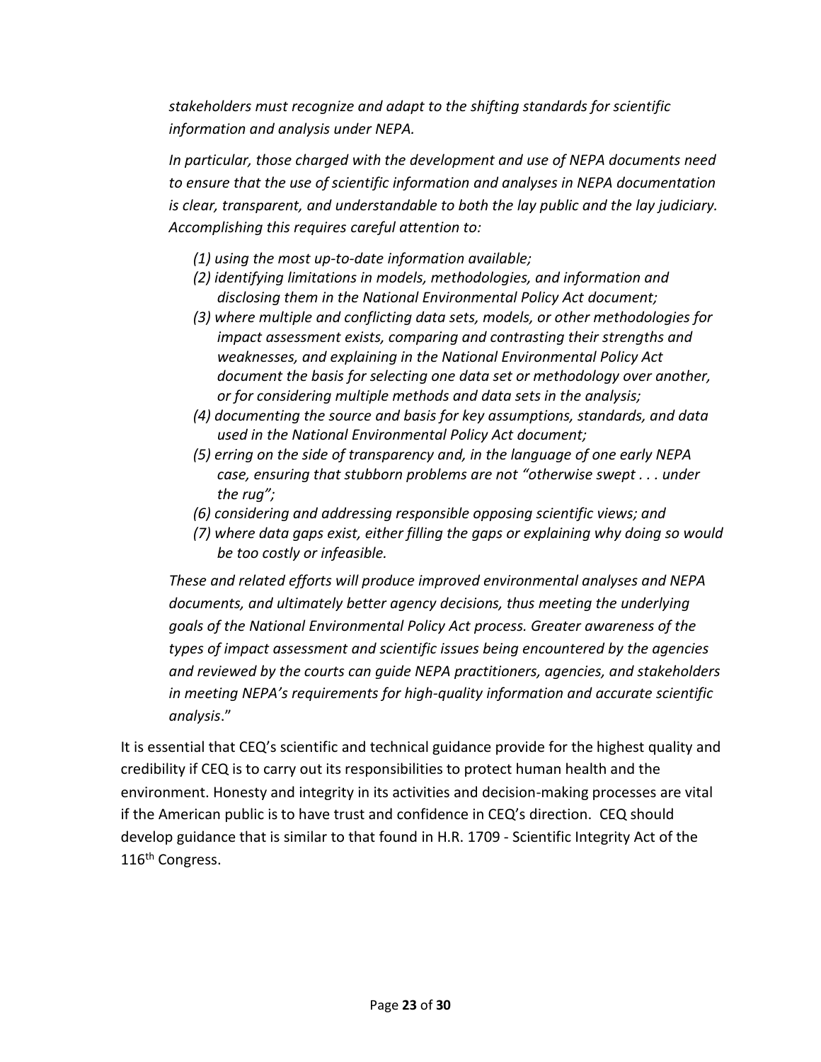*stakeholders must recognize and adapt to the shifting standards for scientific information and analysis under NEPA.*

*In particular, those charged with the development and use of NEPA documents need to ensure that the use of scientific information and analyses in NEPA documentation is clear, transparent, and understandable to both the lay public and the lay judiciary. Accomplishing this requires careful attention to:*

*(1) using the most up-to-date information available;*
*(2) identifying limitations in models, methodologies, and information and disclosing them in the National Environmental Policy Act document;*
*(3) where multiple and conflicting data sets, models, or other methodologies for impact assessment exists, comparing and contrasting their strengths and weaknesses, and explaining in the National Environmental Policy Act document the basis for selecting one data set or methodology over another, or for considering multiple methods and data sets in the analysis;*
*(4) documenting the source and basis for key assumptions, standards, and data used in the National Environmental Policy Act document;*
*(5) erring on the side of transparency and, in the language of one early NEPA case, ensuring that stubborn problems are not "otherwise swept . . . under the rug";*
*(6) considering and addressing responsible opposing scientific views; and*
*(7) where data gaps exist, either filling the gaps or explaining why doing so would be too costly or infeasible.*

*These and related efforts will produce improved environmental analyses and NEPA documents, and ultimately better agency decisions, thus meeting the underlying goals of the National Environmental Policy Act process. Greater awareness of the types of impact assessment and scientific issues being encountered by the agencies and reviewed by the courts can guide NEPA practitioners, agencies, and stakeholders in meeting NEPA's requirements for high-quality information and accurate scientific analysis*."

It is essential that CEQ's scientific and technical guidance provide for the highest quality and credibility if CEQ is to carry out its responsibilities to protect human health and the environment. Honesty and integrity in its activities and decision-making processes are vital if the American public is to have trust and confidence in CEQ's direction. CEQ should develop guidance that is similar to that found in H.R. 1709 - Scientific Integrity Act of the 116th Congress.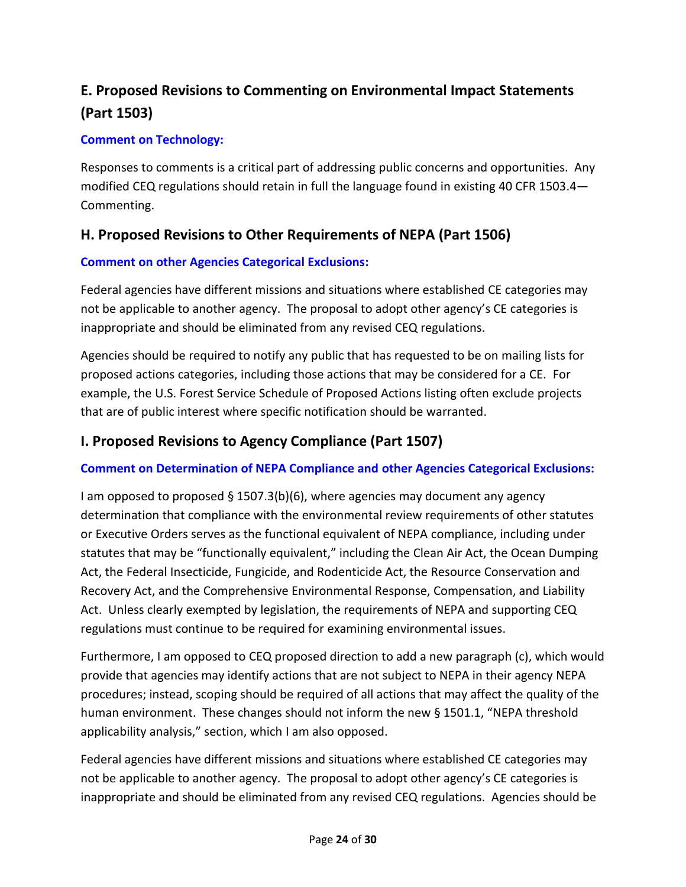## E. Proposed Revisions to Commenting on Environmental Impact Statements (Part 1503)

### Comment on Technology:

Responses to comments is a critical part of addressing public concerns and opportunities. Any modified CEQ regulations should retain in full the language found in existing 40 CFR 1503.4—Commenting.

## H. Proposed Revisions to Other Requirements of NEPA (Part 1506)

### Comment on other Agencies Categorical Exclusions:

Federal agencies have different missions and situations where established CE categories may not be applicable to another agency. The proposal to adopt other agency's CE categories is inappropriate and should be eliminated from any revised CEQ regulations.

Agencies should be required to notify any public that has requested to be on mailing lists for proposed actions categories, including those actions that may be considered for a CE. For example, the U.S. Forest Service Schedule of Proposed Actions listing often exclude projects that are of public interest where specific notification should be warranted.

## I. Proposed Revisions to Agency Compliance (Part 1507)

### Comment on Determination of NEPA Compliance and other Agencies Categorical Exclusions:

I am opposed to proposed § 1507.3(b)(6), where agencies may document any agency determination that compliance with the environmental review requirements of other statutes or Executive Orders serves as the functional equivalent of NEPA compliance, including under statutes that may be "functionally equivalent," including the Clean Air Act, the Ocean Dumping Act, the Federal Insecticide, Fungicide, and Rodenticide Act, the Resource Conservation and Recovery Act, and the Comprehensive Environmental Response, Compensation, and Liability Act. Unless clearly exempted by legislation, the requirements of NEPA and supporting CEQ regulations must continue to be required for examining environmental issues.

Furthermore, I am opposed to CEQ proposed direction to add a new paragraph (c), which would provide that agencies may identify actions that are not subject to NEPA in their agency NEPA procedures; instead, scoping should be required of all actions that may affect the quality of the human environment. These changes should not inform the new § 1501.1, "NEPA threshold applicability analysis," section, which I am also opposed.

Federal agencies have different missions and situations where established CE categories may not be applicable to another agency. The proposal to adopt other agency's CE categories is inappropriate and should be eliminated from any revised CEQ regulations. Agencies should be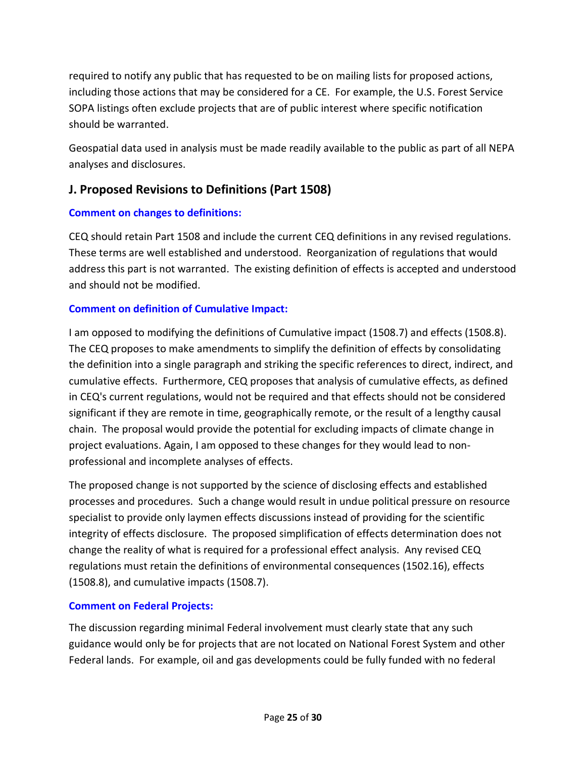required to notify any public that has requested to be on mailing lists for proposed actions, including those actions that may be considered for a CE. For example, the U.S. Forest Service SOPA listings often exclude projects that are of public interest where specific notification should be warranted.

Geospatial data used in analysis must be made readily available to the public as part of all NEPA analyses and disclosures.

## J. Proposed Revisions to Definitions (Part 1508)

**Comment on changes to definitions:**

CEQ should retain Part 1508 and include the current CEQ definitions in any revised regulations. These terms are well established and understood. Reorganization of regulations that would address this part is not warranted. The existing definition of effects is accepted and understood and should not be modified.

**Comment on definition of Cumulative Impact:**

I am opposed to modifying the definitions of Cumulative impact (1508.7) and effects (1508.8). The CEQ proposes to make amendments to simplify the definition of effects by consolidating the definition into a single paragraph and striking the specific references to direct, indirect, and cumulative effects. Furthermore, CEQ proposes that analysis of cumulative effects, as defined in CEQ's current regulations, would not be required and that effects should not be considered significant if they are remote in time, geographically remote, or the result of a lengthy causal chain. The proposal would provide the potential for excluding impacts of climate change in project evaluations. Again, I am opposed to these changes for they would lead to non-professional and incomplete analyses of effects.

The proposed change is not supported by the science of disclosing effects and established processes and procedures. Such a change would result in undue political pressure on resource specialist to provide only laymen effects discussions instead of providing for the scientific integrity of effects disclosure. The proposed simplification of effects determination does not change the reality of what is required for a professional effect analysis. Any revised CEQ regulations must retain the definitions of environmental consequences (1502.16), effects (1508.8), and cumulative impacts (1508.7).

**Comment on Federal Projects:**

The discussion regarding minimal Federal involvement must clearly state that any such guidance would only be for projects that are not located on National Forest System and other Federal lands. For example, oil and gas developments could be fully funded with no federal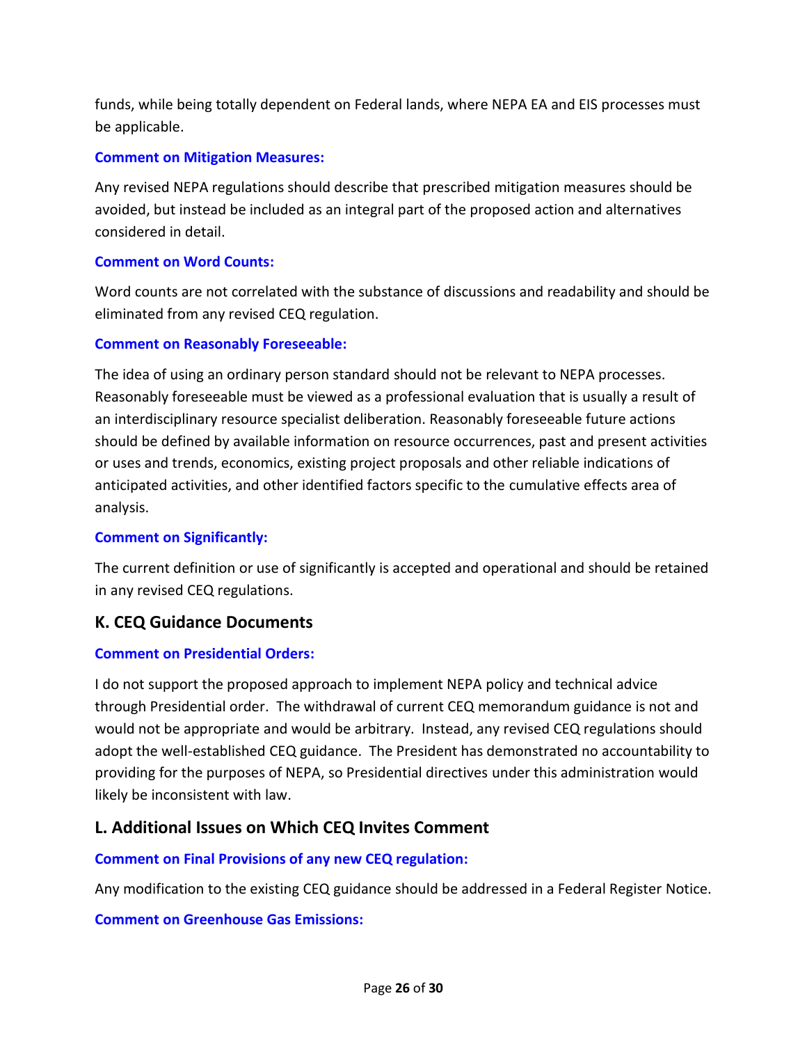funds, while being totally dependent on Federal lands, where NEPA EA and EIS processes must be applicable.

**Comment on Mitigation Measures:**

Any revised NEPA regulations should describe that prescribed mitigation measures should be avoided, but instead be included as an integral part of the proposed action and alternatives considered in detail.

**Comment on Word Counts:**

Word counts are not correlated with the substance of discussions and readability and should be eliminated from any revised CEQ regulation.

**Comment on Reasonably Foreseeable:**

The idea of using an ordinary person standard should not be relevant to NEPA processes. Reasonably foreseeable must be viewed as a professional evaluation that is usually a result of an interdisciplinary resource specialist deliberation. Reasonably foreseeable future actions should be defined by available information on resource occurrences, past and present activities or uses and trends, economics, existing project proposals and other reliable indications of anticipated activities, and other identified factors specific to the cumulative effects area of analysis.

**Comment on Significantly:**

The current definition or use of significantly is accepted and operational and should be retained in any revised CEQ regulations.

## K. CEQ Guidance Documents

**Comment on Presidential Orders:**

I do not support the proposed approach to implement NEPA policy and technical advice through Presidential order. The withdrawal of current CEQ memorandum guidance is not and would not be appropriate and would be arbitrary. Instead, any revised CEQ regulations should adopt the well-established CEQ guidance. The President has demonstrated no accountability to providing for the purposes of NEPA, so Presidential directives under this administration would likely be inconsistent with law.

## L. Additional Issues on Which CEQ Invites Comment

**Comment on Final Provisions of any new CEQ regulation:**

Any modification to the existing CEQ guidance should be addressed in a Federal Register Notice.

**Comment on Greenhouse Gas Emissions:**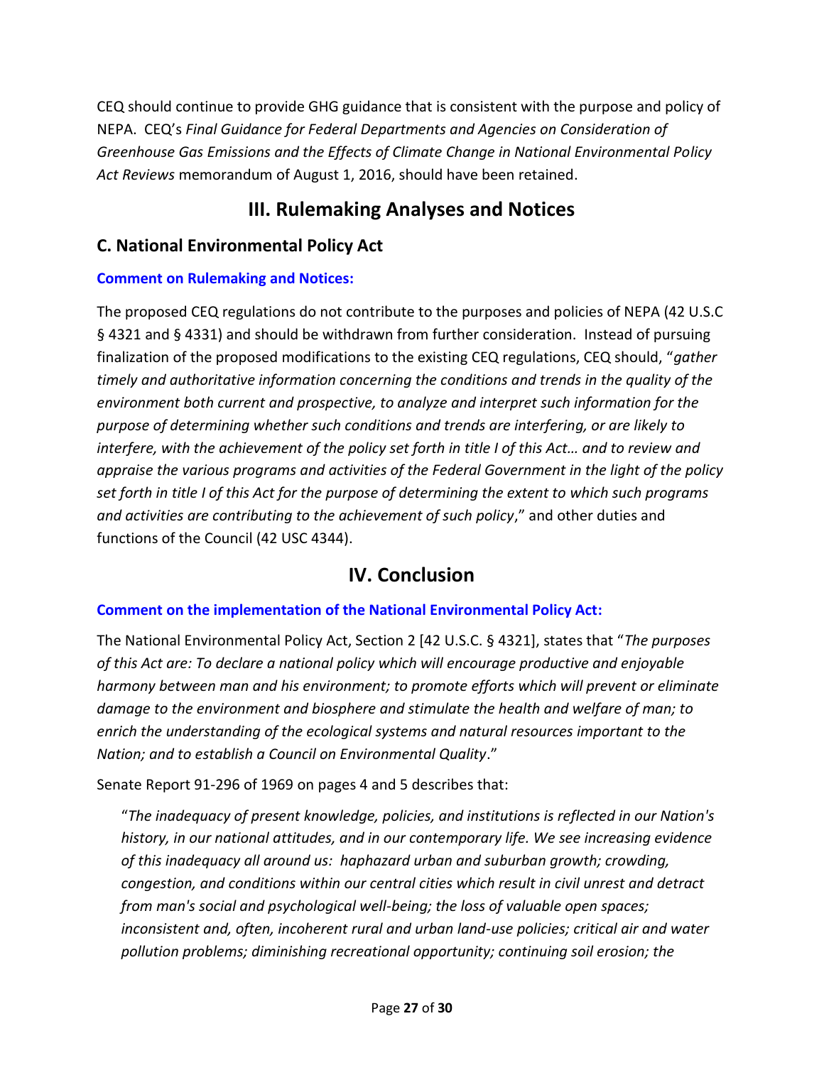CEQ should continue to provide GHG guidance that is consistent with the purpose and policy of NEPA. CEQ's *Final Guidance for Federal Departments and Agencies on Consideration of Greenhouse Gas Emissions and the Effects of Climate Change in National Environmental Policy Act Reviews* memorandum of August 1, 2016, should have been retained.

# III. Rulemaking Analyses and Notices

## C. National Environmental Policy Act

**Comment on Rulemaking and Notices:**

The proposed CEQ regulations do not contribute to the purposes and policies of NEPA (42 U.S.C § 4321 and § 4331) and should be withdrawn from further consideration. Instead of pursuing finalization of the proposed modifications to the existing CEQ regulations, CEQ should, "*gather timely and authoritative information concerning the conditions and trends in the quality of the environment both current and prospective, to analyze and interpret such information for the purpose of determining whether such conditions and trends are interfering, or are likely to interfere, with the achievement of the policy set forth in title I of this Act… and to review and appraise the various programs and activities of the Federal Government in the light of the policy set forth in title I of this Act for the purpose of determining the extent to which such programs and activities are contributing to the achievement of such policy*," and other duties and functions of the Council (42 USC 4344).

# IV. Conclusion

**Comment on the implementation of the National Environmental Policy Act:**

The National Environmental Policy Act, Section 2 [42 U.S.C. § 4321], states that "*The purposes of this Act are: To declare a national policy which will encourage productive and enjoyable harmony between man and his environment; to promote efforts which will prevent or eliminate damage to the environment and biosphere and stimulate the health and welfare of man; to enrich the understanding of the ecological systems and natural resources important to the Nation; and to establish a Council on Environmental Quality*."

Senate Report 91-296 of 1969 on pages 4 and 5 describes that:

> "*The inadequacy of present knowledge, policies, and institutions is reflected in our Nation's history, in our national attitudes, and in our contemporary life. We see increasing evidence of this inadequacy all around us: haphazard urban and suburban growth; crowding, congestion, and conditions within our central cities which result in civil unrest and detract from man's social and psychological well-being; the loss of valuable open spaces; inconsistent and, often, incoherent rural and urban land-use policies; critical air and water pollution problems; diminishing recreational opportunity; continuing soil erosion; the*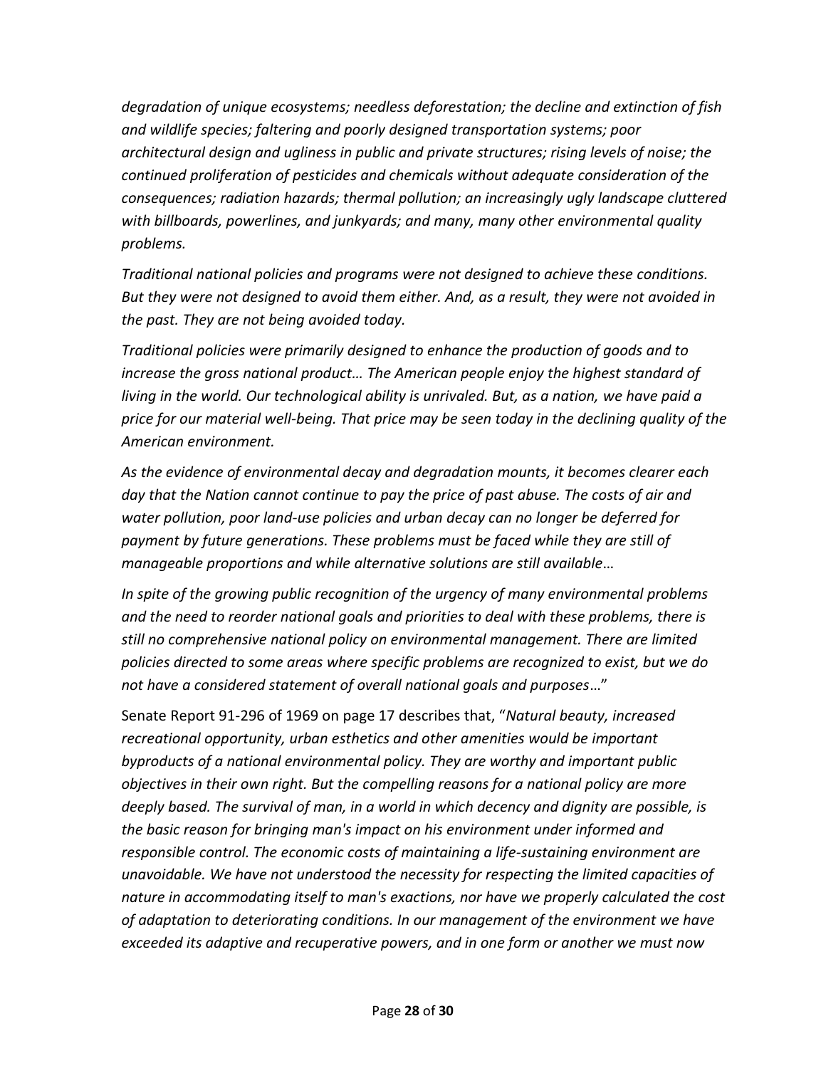*degradation of unique ecosystems; needless deforestation; the decline and extinction of fish and wildlife species; faltering and poorly designed transportation systems; poor architectural design and ugliness in public and private structures; rising levels of noise; the continued proliferation of pesticides and chemicals without adequate consideration of the consequences; radiation hazards; thermal pollution; an increasingly ugly landscape cluttered with billboards, powerlines, and junkyards; and many, many other environmental quality problems.*

*Traditional national policies and programs were not designed to achieve these conditions. But they were not designed to avoid them either. And, as a result, they were not avoided in the past. They are not being avoided today.*

*Traditional policies were primarily designed to enhance the production of goods and to increase the gross national product… The American people enjoy the highest standard of living in the world. Our technological ability is unrivaled. But, as a nation, we have paid a price for our material well-being. That price may be seen today in the declining quality of the American environment.*

*As the evidence of environmental decay and degradation mounts, it becomes clearer each day that the Nation cannot continue to pay the price of past abuse. The costs of air and water pollution, poor land-use policies and urban decay can no longer be deferred for payment by future generations. These problems must be faced while they are still of manageable proportions and while alternative solutions are still available…*

*In spite of the growing public recognition of the urgency of many environmental problems and the need to reorder national goals and priorities to deal with these problems, there is still no comprehensive national policy on environmental management. There are limited policies directed to some areas where specific problems are recognized to exist, but we do not have a considered statement of overall national goals and purposes…*"

Senate Report 91-296 of 1969 on page 17 describes that, "*Natural beauty, increased recreational opportunity, urban esthetics and other amenities would be important byproducts of a national environmental policy. They are worthy and important public objectives in their own right. But the compelling reasons for a national policy are more deeply based. The survival of man, in a world in which decency and dignity are possible, is the basic reason for bringing man's impact on his environment under informed and responsible control. The economic costs of maintaining a life-sustaining environment are unavoidable. We have not understood the necessity for respecting the limited capacities of nature in accommodating itself to man's exactions, nor have we properly calculated the cost of adaptation to deteriorating conditions. In our management of the environment we have exceeded its adaptive and recuperative powers, and in one form or another we must now*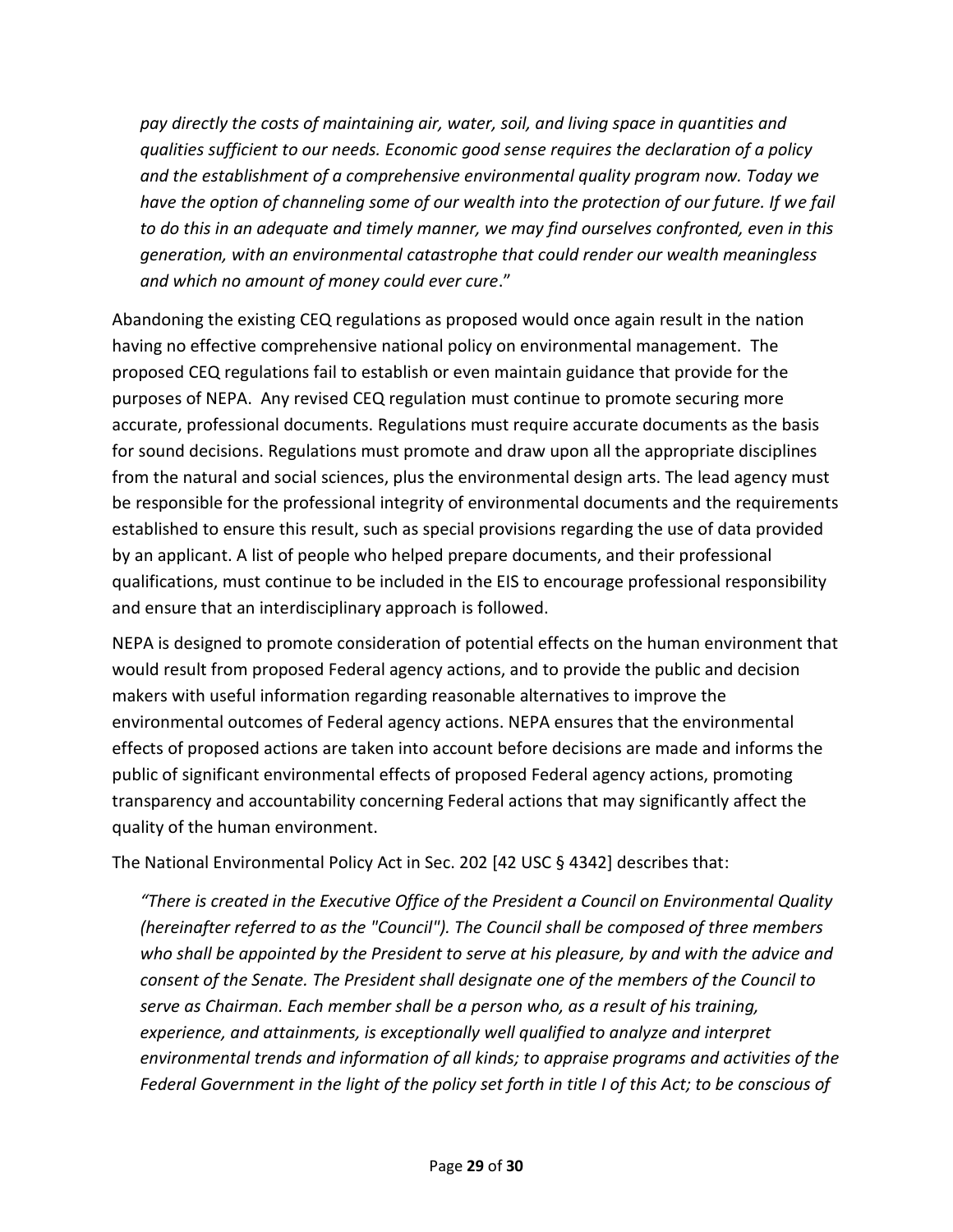> *pay directly the costs of maintaining air, water, soil, and living space in quantities and qualities sufficient to our needs. Economic good sense requires the declaration of a policy and the establishment of a comprehensive environmental quality program now. Today we have the option of channeling some of our wealth into the protection of our future. If we fail to do this in an adequate and timely manner, we may find ourselves confronted, even in this generation, with an environmental catastrophe that could render our wealth meaningless and which no amount of money could ever cure*."

Abandoning the existing CEQ regulations as proposed would once again result in the nation having no effective comprehensive national policy on environmental management. The proposed CEQ regulations fail to establish or even maintain guidance that provide for the purposes of NEPA. Any revised CEQ regulation must continue to promote securing more accurate, professional documents. Regulations must require accurate documents as the basis for sound decisions. Regulations must promote and draw upon all the appropriate disciplines from the natural and social sciences, plus the environmental design arts. The lead agency must be responsible for the professional integrity of environmental documents and the requirements established to ensure this result, such as special provisions regarding the use of data provided by an applicant. A list of people who helped prepare documents, and their professional qualifications, must continue to be included in the EIS to encourage professional responsibility and ensure that an interdisciplinary approach is followed.

NEPA is designed to promote consideration of potential effects on the human environment that would result from proposed Federal agency actions, and to provide the public and decision makers with useful information regarding reasonable alternatives to improve the environmental outcomes of Federal agency actions. NEPA ensures that the environmental effects of proposed actions are taken into account before decisions are made and informs the public of significant environmental effects of proposed Federal agency actions, promoting transparency and accountability concerning Federal actions that may significantly affect the quality of the human environment.

The National Environmental Policy Act in Sec. 202 [42 USC § 4342] describes that:

> *"There is created in the Executive Office of the President a Council on Environmental Quality (hereinafter referred to as the "Council"). The Council shall be composed of three members who shall be appointed by the President to serve at his pleasure, by and with the advice and consent of the Senate. The President shall designate one of the members of the Council to serve as Chairman. Each member shall be a person who, as a result of his training, experience, and attainments, is exceptionally well qualified to analyze and interpret environmental trends and information of all kinds; to appraise programs and activities of the Federal Government in the light of the policy set forth in title I of this Act; to be conscious of*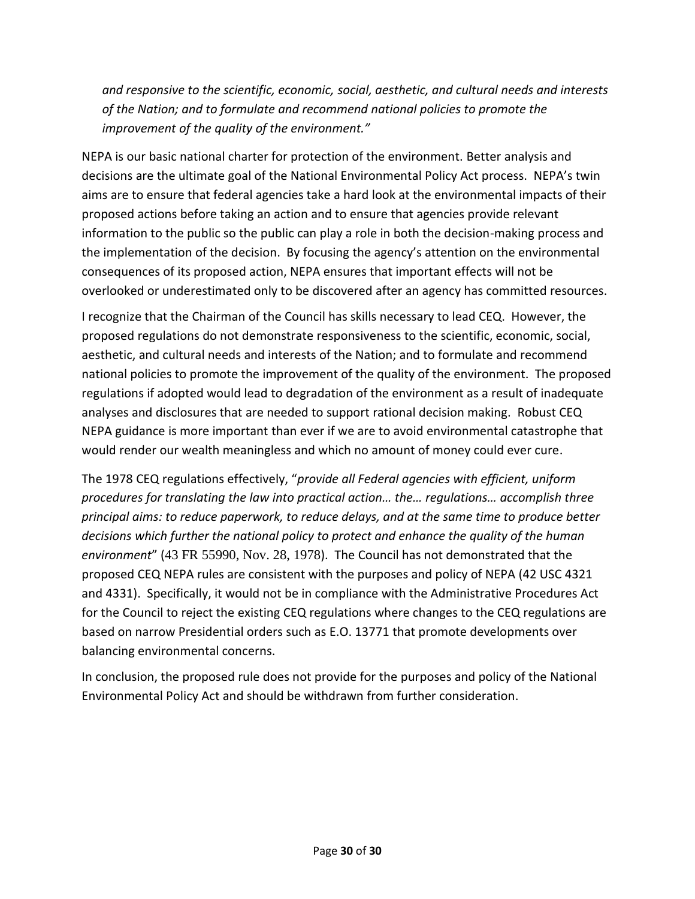*and responsive to the scientific, economic, social, aesthetic, and cultural needs and interests of the Nation; and to formulate and recommend national policies to promote the improvement of the quality of the environment."*

NEPA is our basic national charter for protection of the environment. Better analysis and decisions are the ultimate goal of the National Environmental Policy Act process. NEPA's twin aims are to ensure that federal agencies take a hard look at the environmental impacts of their proposed actions before taking an action and to ensure that agencies provide relevant information to the public so the public can play a role in both the decision-making process and the implementation of the decision. By focusing the agency's attention on the environmental consequences of its proposed action, NEPA ensures that important effects will not be overlooked or underestimated only to be discovered after an agency has committed resources.

I recognize that the Chairman of the Council has skills necessary to lead CEQ. However, the proposed regulations do not demonstrate responsiveness to the scientific, economic, social, aesthetic, and cultural needs and interests of the Nation; and to formulate and recommend national policies to promote the improvement of the quality of the environment. The proposed regulations if adopted would lead to degradation of the environment as a result of inadequate analyses and disclosures that are needed to support rational decision making. Robust CEQ NEPA guidance is more important than ever if we are to avoid environmental catastrophe that would render our wealth meaningless and which no amount of money could ever cure.

The 1978 CEQ regulations effectively, "*provide all Federal agencies with efficient, uniform procedures for translating the law into practical action… the… regulations… accomplish three principal aims: to reduce paperwork, to reduce delays, and at the same time to produce better decisions which further the national policy to protect and enhance the quality of the human environment*" (43 FR 55990, Nov. 28, 1978). The Council has not demonstrated that the proposed CEQ NEPA rules are consistent with the purposes and policy of NEPA (42 USC 4321 and 4331). Specifically, it would not be in compliance with the Administrative Procedures Act for the Council to reject the existing CEQ regulations where changes to the CEQ regulations are based on narrow Presidential orders such as E.O. 13771 that promote developments over balancing environmental concerns.

In conclusion, the proposed rule does not provide for the purposes and policy of the National Environmental Policy Act and should be withdrawn from further consideration.